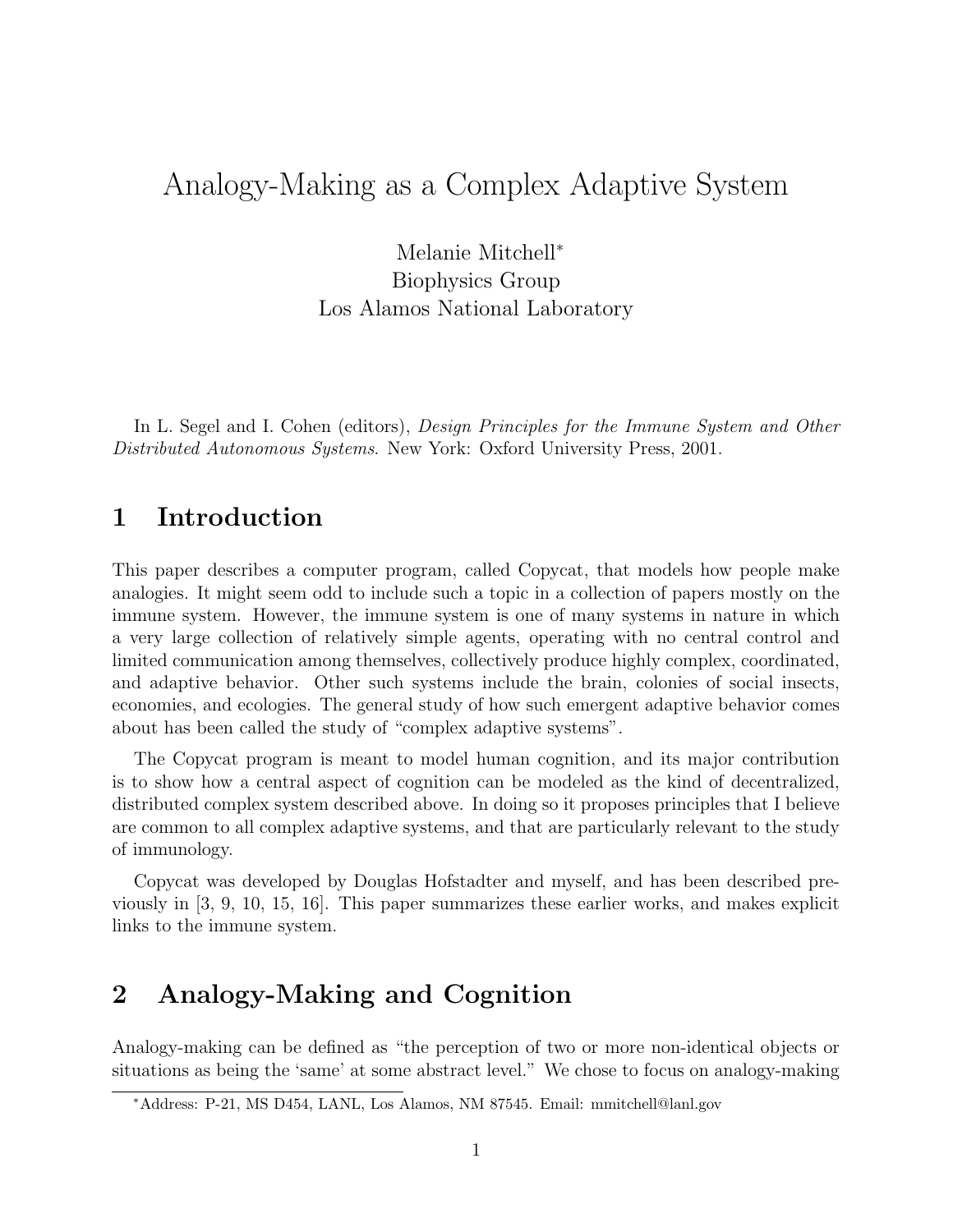# Analogy-Making as a Complex Adaptive System

Melanie Mitchell*
Biophysics Group
Los Alamos National Laboratory

In L. Segel and I. Cohen (editors), *Design Principles for the Immune System and Other Distributed Autonomous Systems*. New York: Oxford University Press, 2001.

## 1 Introduction

This paper describes a computer program, called Copycat, that models how people make analogies. It might seem odd to include such a topic in a collection of papers mostly on the immune system. However, the immune system is one of many systems in nature in which a very large collection of relatively simple agents, operating with no central control and limited communication among themselves, collectively produce highly complex, coordinated, and adaptive behavior. Other such systems include the brain, colonies of social insects, economies, and ecologies. The general study of how such emergent adaptive behavior comes about has been called the study of "complex adaptive systems".

The Copycat program is meant to model human cognition, and its major contribution is to show how a central aspect of cognition can be modeled as the kind of decentralized, distributed complex system described above. In doing so it proposes principles that I believe are common to all complex adaptive systems, and that are particularly relevant to the study of immunology.

Copycat was developed by Douglas Hofstadter and myself, and has been described previously in [3, 9, 10, 15, 16]. This paper summarizes these earlier works, and makes explicit links to the immune system.

## 2 Analogy-Making and Cognition

Analogy-making can be defined as "the perception of two or more non-identical objects or situations as being the 'same' at some abstract level." We chose to focus on analogy-making

*Address: P-21, MS D454, LANL, Los Alamos, NM 87545. Email: mmitchell@lanl.gov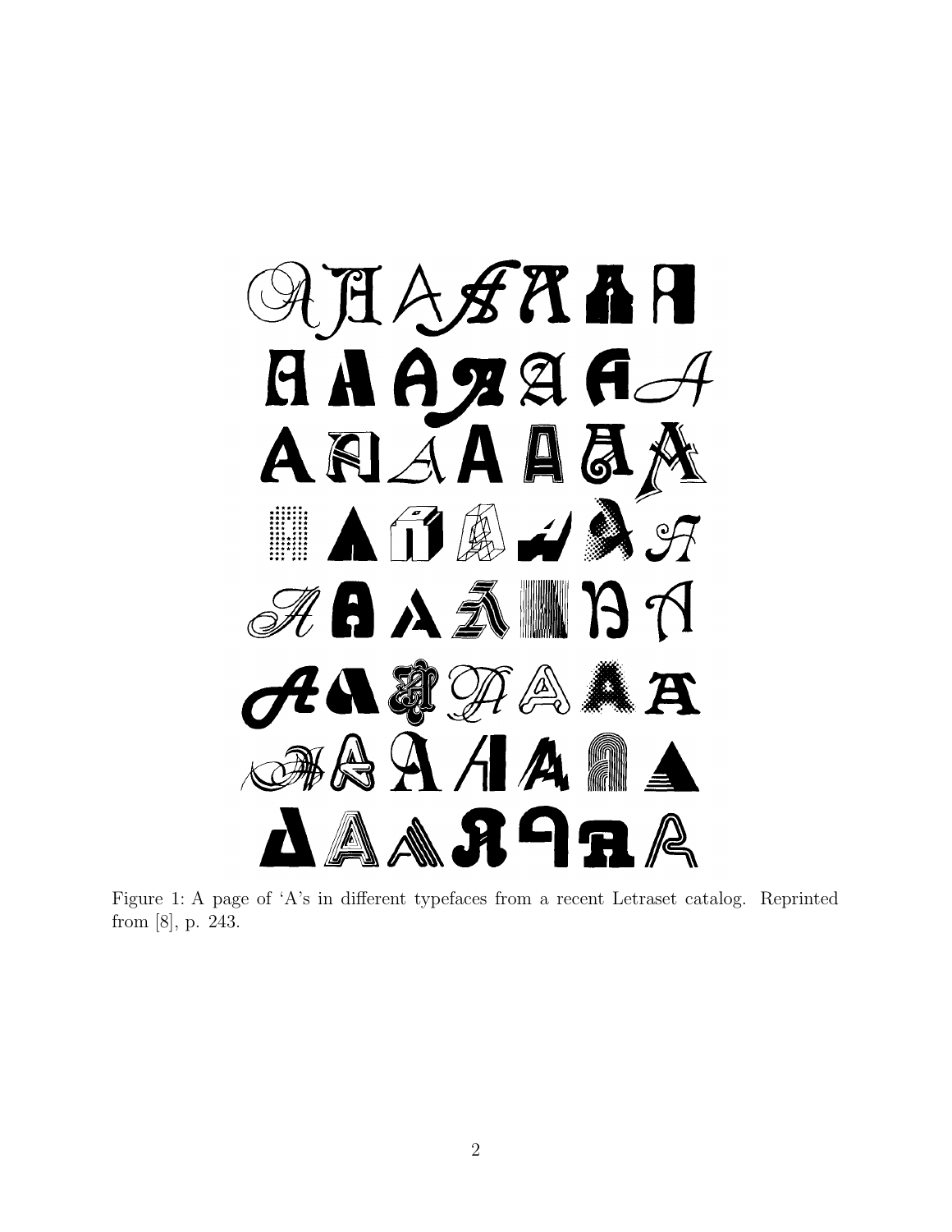Figure 1: A page of 'A's in different typefaces from a recent Letraset catalog. Reprinted from [8], p. 243.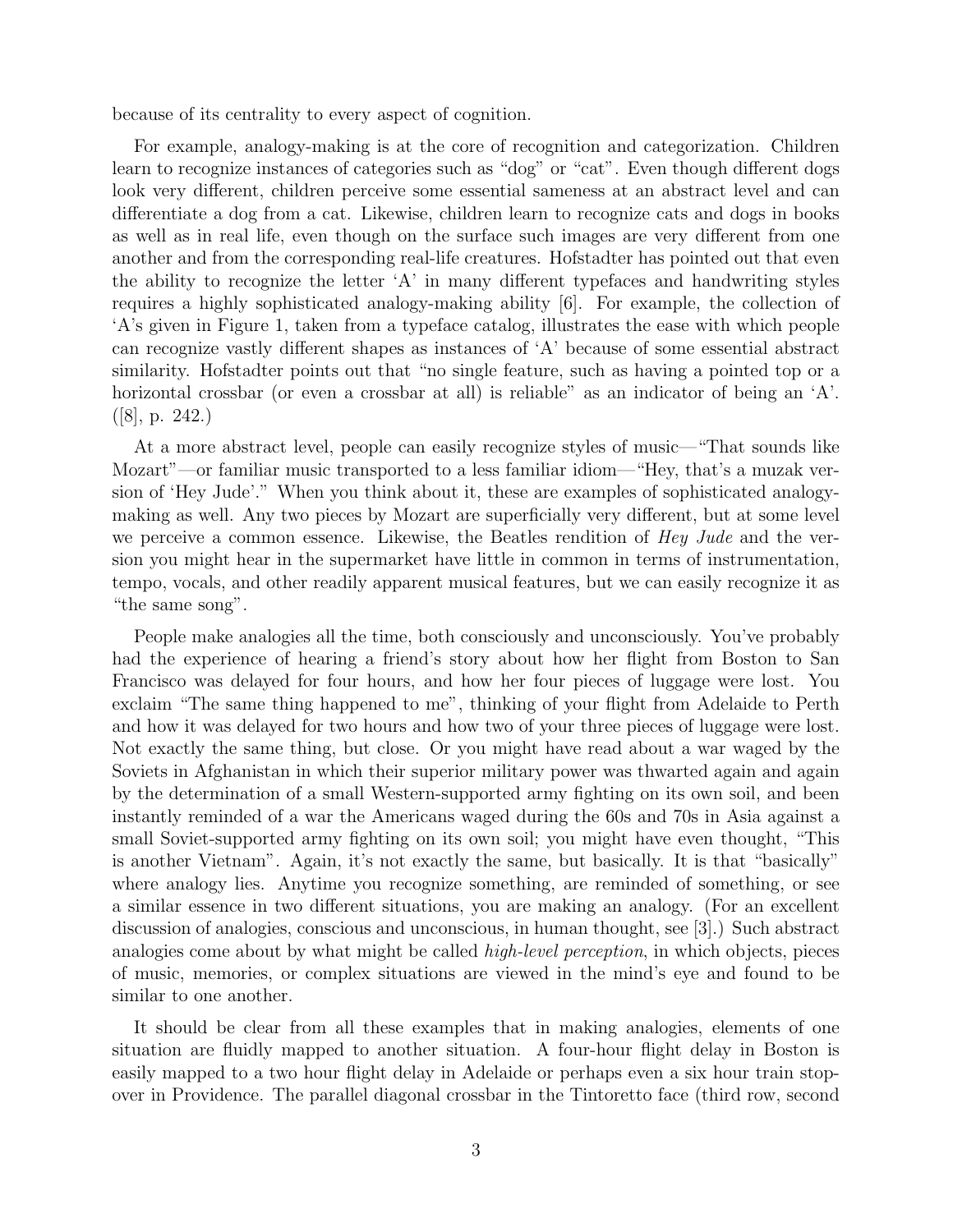because of its centrality to every aspect of cognition.

For example, analogy-making is at the core of recognition and categorization. Children learn to recognize instances of categories such as "dog" or "cat". Even though different dogs look very different, children perceive some essential sameness at an abstract level and can differentiate a dog from a cat. Likewise, children learn to recognize cats and dogs in books as well as in real life, even though on the surface such images are very different from one another and from the corresponding real-life creatures. Hofstadter has pointed out that even the ability to recognize the letter 'A' in many different typefaces and handwriting styles requires a highly sophisticated analogy-making ability [6]. For example, the collection of 'A's given in Figure 1, taken from a typeface catalog, illustrates the ease with which people can recognize vastly different shapes as instances of 'A' because of some essential abstract similarity. Hofstadter points out that "no single feature, such as having a pointed top or a horizontal crossbar (or even a crossbar at all) is reliable" as an indicator of being an 'A'. ([8], p. 242.)

At a more abstract level, people can easily recognize styles of music—"That sounds like Mozart"—or familiar music transported to a less familiar idiom—"Hey, that's a muzak version of 'Hey Jude'." When you think about it, these are examples of sophisticated analogy-making as well. Any two pieces by Mozart are superficially very different, but at some level we perceive a common essence. Likewise, the Beatles rendition of *Hey Jude* and the version you might hear in the supermarket have little in common in terms of instrumentation, tempo, vocals, and other readily apparent musical features, but we can easily recognize it as "the same song".

People make analogies all the time, both consciously and unconsciously. You've probably had the experience of hearing a friend's story about how her flight from Boston to San Francisco was delayed for four hours, and how her four pieces of luggage were lost. You exclaim "The same thing happened to me", thinking of your flight from Adelaide to Perth and how it was delayed for two hours and how two of your three pieces of luggage were lost. Not exactly the same thing, but close. Or you might have read about a war waged by the Soviets in Afghanistan in which their superior military power was thwarted again and again by the determination of a small Western-supported army fighting on its own soil, and been instantly reminded of a war the Americans waged during the 60s and 70s in Asia against a small Soviet-supported army fighting on its own soil; you might have even thought, "This is another Vietnam". Again, it's not exactly the same, but basically. It is that "basically" where analogy lies. Anytime you recognize something, are reminded of something, or see a similar essence in two different situations, you are making an analogy. (For an excellent discussion of analogies, conscious and unconscious, in human thought, see [3].) Such abstract analogies come about by what might be called *high-level perception*, in which objects, pieces of music, memories, or complex situations are viewed in the mind's eye and found to be similar to one another.

It should be clear from all these examples that in making analogies, elements of one situation are fluidly mapped to another situation. A four-hour flight delay in Boston is easily mapped to a two hour flight delay in Adelaide or perhaps even a six hour train stop-over in Providence. The parallel diagonal crossbar in the Tintoretto face (third row, second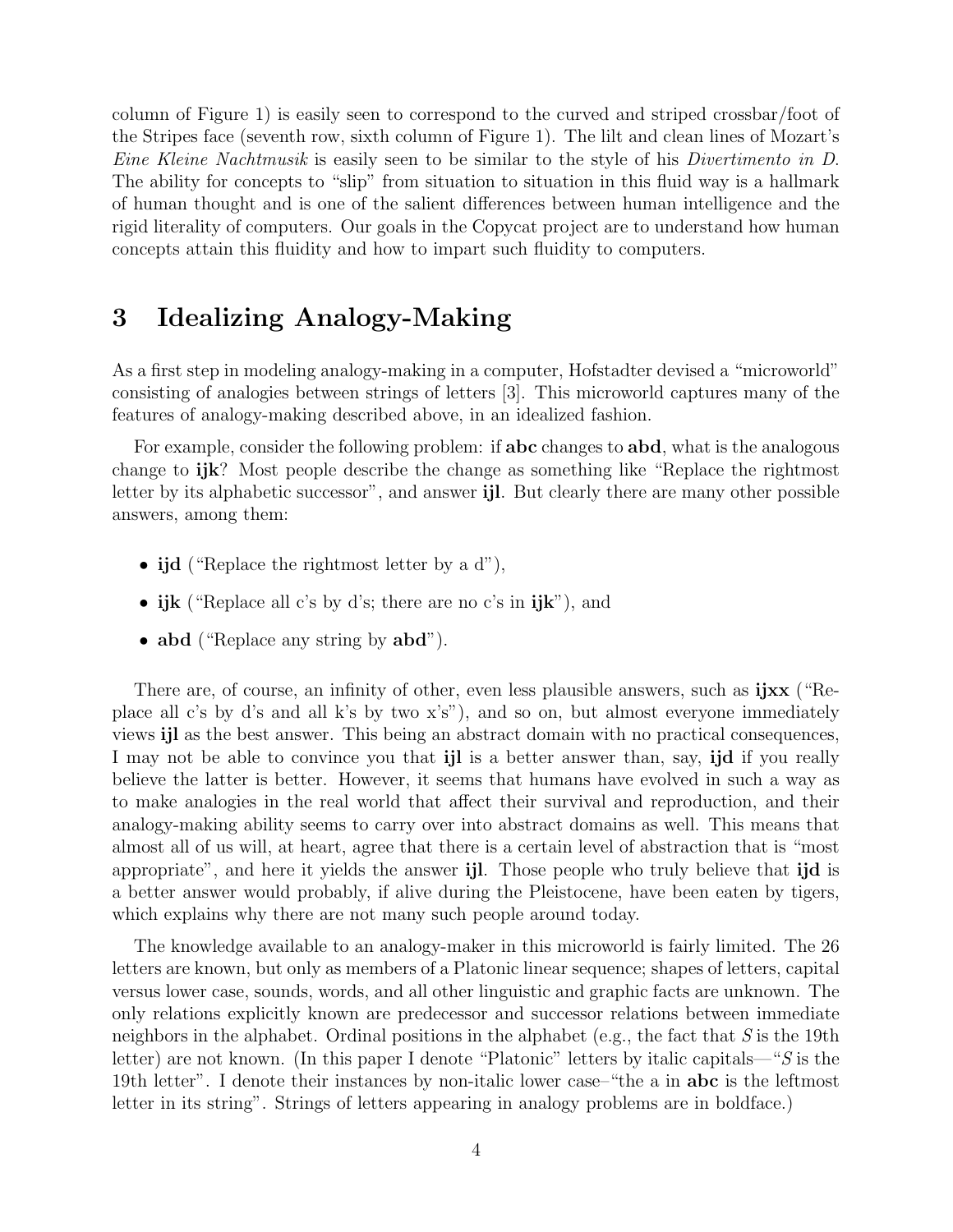column of Figure 1) is easily seen to correspond to the curved and striped crossbar/foot of the Stripes face (seventh row, sixth column of Figure 1). The lilt and clean lines of Mozart's *Eine Kleine Nachtmusik* is easily seen to be similar to the style of his *Divertimento in D*. The ability for concepts to "slip" from situation to situation in this fluid way is a hallmark of human thought and is one of the salient differences between human intelligence and the rigid literality of computers. Our goals in the Copycat project are to understand how human concepts attain this fluidity and how to impart such fluidity to computers.

## 3 Idealizing Analogy-Making

As a first step in modeling analogy-making in a computer, Hofstadter devised a "microworld" consisting of analogies between strings of letters [3]. This microworld captures many of the features of analogy-making described above, in an idealized fashion.

For example, consider the following problem: if **abc** changes to **abd**, what is the analogous change to **ijk**? Most people describe the change as something like "Replace the rightmost letter by its alphabetic successor", and answer **ijl**. But clearly there are many other possible answers, among them:

- **ijd** ("Replace the rightmost letter by a d"),
- **ijk** ("Replace all c's by d's; there are no c's in **ijk**"), and
- **abd** ("Replace any string by **abd**").

There are, of course, an infinity of other, even less plausible answers, such as **ijxx** ("Replace all c's by d's and all k's by two x's"), and so on, but almost everyone immediately views **ijl** as the best answer. This being an abstract domain with no practical consequences, I may not be able to convince you that **ijl** is a better answer than, say, **ijd** if you really believe the latter is better. However, it seems that humans have evolved in such a way as to make analogies in the real world that affect their survival and reproduction, and their analogy-making ability seems to carry over into abstract domains as well. This means that almost all of us will, at heart, agree that there is a certain level of abstraction that is "most appropriate", and here it yields the answer **ijl**. Those people who truly believe that **ijd** is a better answer would probably, if alive during the Pleistocene, have been eaten by tigers, which explains why there are not many such people around today.

The knowledge available to an analogy-maker in this microworld is fairly limited. The 26 letters are known, but only as members of a Platonic linear sequence; shapes of letters, capital versus lower case, sounds, words, and all other linguistic and graphic facts are unknown. The only relations explicitly known are predecessor and successor relations between immediate neighbors in the alphabet. Ordinal positions in the alphabet (e.g., the fact that *S* is the 19th letter) are not known. (In this paper I denote "Platonic" letters by italic capitals—"*S* is the 19th letter". I denote their instances by non-italic lower case–"the a in **abc** is the leftmost letter in its string". Strings of letters appearing in analogy problems are in boldface.)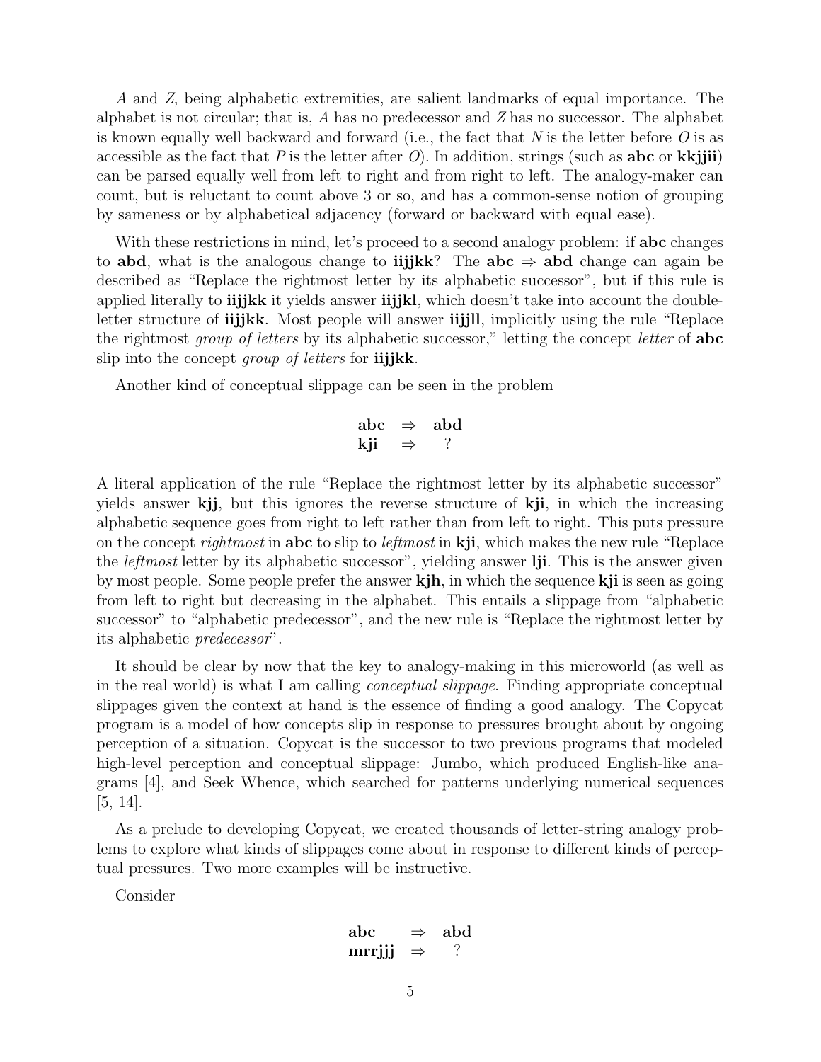*A* and *Z*, being alphabetic extremities, are salient landmarks of equal importance. The alphabet is not circular; that is, *A* has no predecessor and *Z* has no successor. The alphabet is known equally well backward and forward (i.e., the fact that *N* is the letter before *O* is as accessible as the fact that *P* is the letter after *O*). In addition, strings (such as **abc** or **kkjjii**) can be parsed equally well from left to right and from right to left. The analogy-maker can count, but is reluctant to count above 3 or so, and has a common-sense notion of grouping by sameness or by alphabetical adjacency (forward or backward with equal ease).

With these restrictions in mind, let's proceed to a second analogy problem: if **abc** changes to **abd**, what is the analogous change to **iijjkk**? The **abc** ⇒ **abd** change can again be described as "Replace the rightmost letter by its alphabetic successor", but if this rule is applied literally to **iijjkk** it yields answer **iijjkl**, which doesn't take into account the double-letter structure of **iijjkk**. Most people will answer **iijjll**, implicitly using the rule "Replace the rightmost *group of letters* by its alphabetic successor," letting the concept *letter* of **abc** slip into the concept *group of letters* for **iijjkk**.

Another kind of conceptual slippage can be seen in the problem

| | | |
|---|---|---|
| **abc** | ⇒ | **abd** |
| **kji** | ⇒ | ? |

A literal application of the rule "Replace the rightmost letter by its alphabetic successor" yields answer **kjj**, but this ignores the reverse structure of **kji**, in which the increasing alphabetic sequence goes from right to left rather than from left to right. This puts pressure on the concept *rightmost* in **abc** to slip to *leftmost* in **kji**, which makes the new rule "Replace the *leftmost* letter by its alphabetic successor", yielding answer **lji**. This is the answer given by most people. Some people prefer the answer **kjh**, in which the sequence **kji** is seen as going from left to right but decreasing in the alphabet. This entails a slippage from "alphabetic successor" to "alphabetic predecessor", and the new rule is "Replace the rightmost letter by its alphabetic *predecessor*".

It should be clear by now that the key to analogy-making in this microworld (as well as in the real world) is what I am calling *conceptual slippage*. Finding appropriate conceptual slippages given the context at hand is the essence of finding a good analogy. The Copycat program is a model of how concepts slip in response to pressures brought about by ongoing perception of a situation. Copycat is the successor to two previous programs that modeled high-level perception and conceptual slippage: Jumbo, which produced English-like anagrams [4], and Seek Whence, which searched for patterns underlying numerical sequences [5, 14].

As a prelude to developing Copycat, we created thousands of letter-string analogy problems to explore what kinds of slippages come about in response to different kinds of perceptual pressures. Two more examples will be instructive.

Consider

| | | |
|---|---|---|
| **abc** | ⇒ | **abd** |
| **mrrjjj** | ⇒ | ? |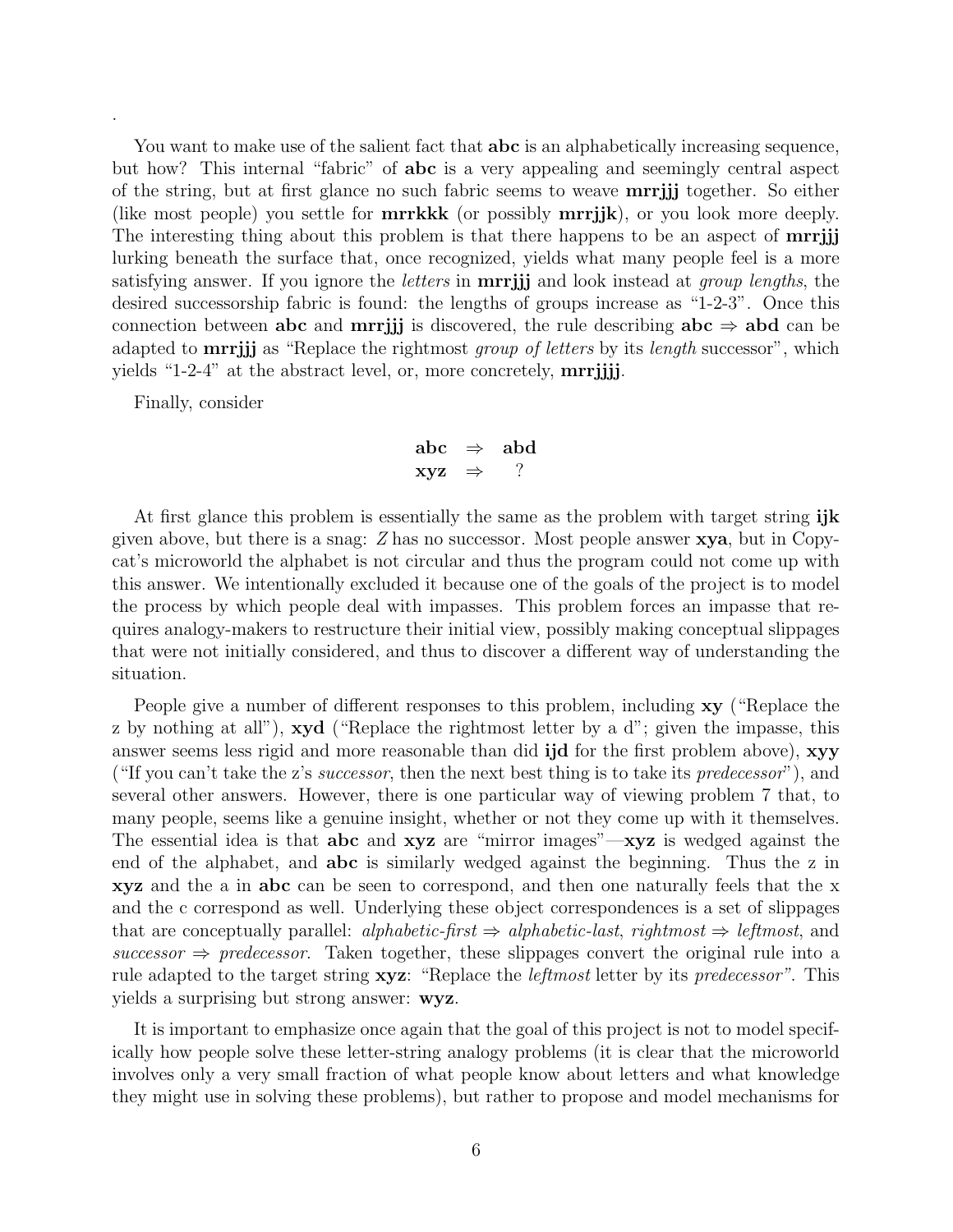.

You want to make use of the salient fact that **abc** is an alphabetically increasing sequence, but how? This internal "fabric" of **abc** is a very appealing and seemingly central aspect of the string, but at first glance no such fabric seems to weave **mrrjjj** together. So either (like most people) you settle for **mrrkkk** (or possibly **mrrjjk**), or you look more deeply. The interesting thing about this problem is that there happens to be an aspect of **mrrjjj** lurking beneath the surface that, once recognized, yields what many people feel is a more satisfying answer. If you ignore the *letters* in **mrrjjj** and look instead at *group lengths*, the desired successorship fabric is found: the lengths of groups increase as "1-2-3". Once this connection between **abc** and **mrrjjj** is discovered, the rule describing **abc** ⇒ **abd** can be adapted to **mrrjjj** as "Replace the rightmost *group of letters* by its *length* successor", which yields "1-2-4" at the abstract level, or, more concretely, **mrrjjjj**.

Finally, consider

| | | |
|---|---|---|
| **abc** | ⇒ | **abd** |
| **xyz** | ⇒ | ? |

At first glance this problem is essentially the same as the problem with target string **ijk** given above, but there is a snag: *Z* has no successor. Most people answer **xya**, but in Copycat's microworld the alphabet is not circular and thus the program could not come up with this answer. We intentionally excluded it because one of the goals of the project is to model the process by which people deal with impasses. This problem forces an impasse that requires analogy-makers to restructure their initial view, possibly making conceptual slippages that were not initially considered, and thus to discover a different way of understanding the situation.

People give a number of different responses to this problem, including **xy** ("Replace the z by nothing at all"), **xyd** ("Replace the rightmost letter by a d"; given the impasse, this answer seems less rigid and more reasonable than did **ijd** for the first problem above), **xyy** ("If you can't take the z's *successor*, then the next best thing is to take its *predecessor*"), and several other answers. However, there is one particular way of viewing problem 7 that, to many people, seems like a genuine insight, whether or not they come up with it themselves. The essential idea is that **abc** and **xyz** are "mirror images"—**xyz** is wedged against the end of the alphabet, and **abc** is similarly wedged against the beginning. Thus the z in **xyz** and the a in **abc** can be seen to correspond, and then one naturally feels that the x and the c correspond as well. Underlying these object correspondences is a set of slippages that are conceptually parallel: *alphabetic-first* ⇒ *alphabetic-last*, *rightmost* ⇒ *leftmost*, and *successor* ⇒ *predecessor*. Taken together, these slippages convert the original rule into a rule adapted to the target string **xyz**: "Replace the *leftmost* letter by its *predecessor*". This yields a surprising but strong answer: **wyz**.

It is important to emphasize once again that the goal of this project is not to model specifically how people solve these letter-string analogy problems (it is clear that the microworld involves only a very small fraction of what people know about letters and what knowledge they might use in solving these problems), but rather to propose and model mechanisms for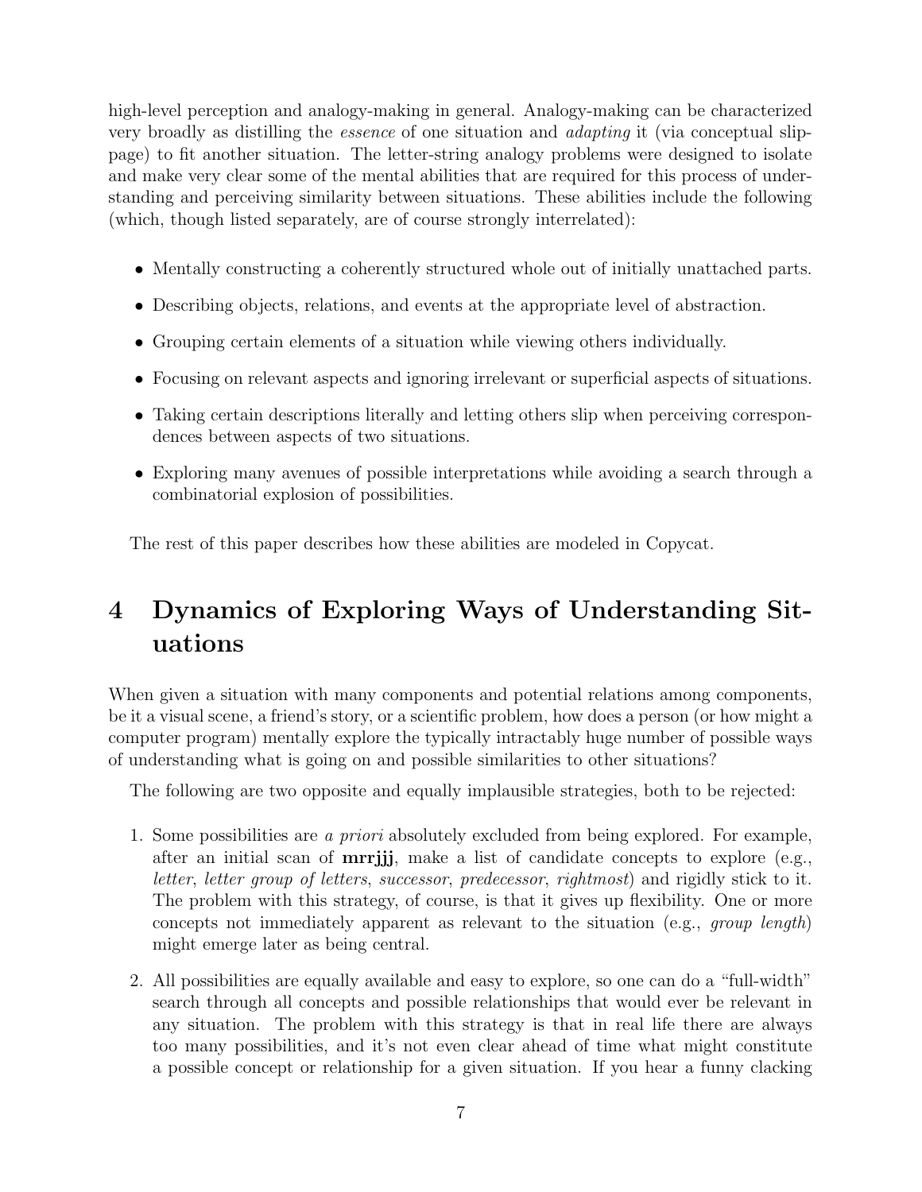high-level perception and analogy-making in general. Analogy-making can be characterized very broadly as distilling the *essence* of one situation and *adapting* it (via conceptual slippage) to fit another situation. The letter-string analogy problems were designed to isolate and make very clear some of the mental abilities that are required for this process of understanding and perceiving similarity between situations. These abilities include the following (which, though listed separately, are of course strongly interrelated):

- Mentally constructing a coherently structured whole out of initially unattached parts.
- Describing objects, relations, and events at the appropriate level of abstraction.
- Grouping certain elements of a situation while viewing others individually.
- Focusing on relevant aspects and ignoring irrelevant or superficial aspects of situations.
- Taking certain descriptions literally and letting others slip when perceiving correspondences between aspects of two situations.
- Exploring many avenues of possible interpretations while avoiding a search through a combinatorial explosion of possibilities.

The rest of this paper describes how these abilities are modeled in Copycat.

# 4 Dynamics of Exploring Ways of Understanding Situations

When given a situation with many components and potential relations among components, be it a visual scene, a friend's story, or a scientific problem, how does a person (or how might a computer program) mentally explore the typically intractably huge number of possible ways of understanding what is going on and possible similarities to other situations?

The following are two opposite and equally implausible strategies, both to be rejected:

1. Some possibilities are *a priori* absolutely excluded from being explored. For example, after an initial scan of **mrrjjj**, make a list of candidate concepts to explore (e.g., *letter*, *letter group of letters*, *successor*, *predecessor*, *rightmost*) and rigidly stick to it. The problem with this strategy, of course, is that it gives up flexibility. One or more concepts not immediately apparent as relevant to the situation (e.g., *group length*) might emerge later as being central.
2. All possibilities are equally available and easy to explore, so one can do a "full-width" search through all concepts and possible relationships that would ever be relevant in any situation. The problem with this strategy is that in real life there are always too many possibilities, and it's not even clear ahead of time what might constitute a possible concept or relationship for a given situation. If you hear a funny clacking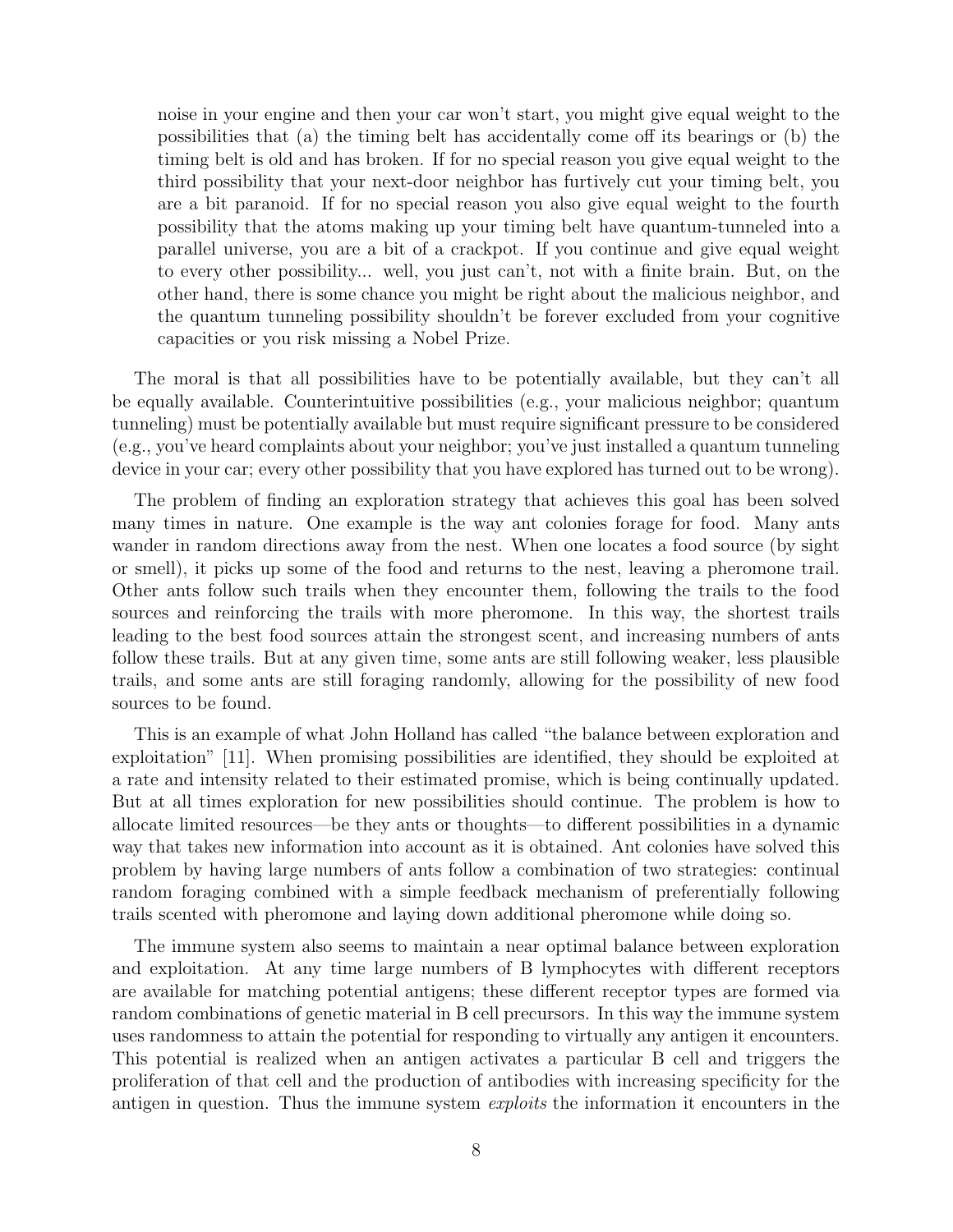> noise in your engine and then your car won't start, you might give equal weight to the possibilities that (a) the timing belt has accidentally come off its bearings or (b) the timing belt is old and has broken. If for no special reason you give equal weight to the third possibility that your next-door neighbor has furtively cut your timing belt, you are a bit paranoid. If for no special reason you also give equal weight to the fourth possibility that the atoms making up your timing belt have quantum-tunneled into a parallel universe, you are a bit of a crackpot. If you continue and give equal weight to every other possibility... well, you just can't, not with a finite brain. But, on the other hand, there is some chance you might be right about the malicious neighbor, and the quantum tunneling possibility shouldn't be forever excluded from your cognitive capacities or you risk missing a Nobel Prize.

The moral is that all possibilities have to be potentially available, but they can't all be equally available. Counterintuitive possibilities (e.g., your malicious neighbor; quantum tunneling) must be potentially available but must require significant pressure to be considered (e.g., you've heard complaints about your neighbor; you've just installed a quantum tunneling device in your car; every other possibility that you have explored has turned out to be wrong).

The problem of finding an exploration strategy that achieves this goal has been solved many times in nature. One example is the way ant colonies forage for food. Many ants wander in random directions away from the nest. When one locates a food source (by sight or smell), it picks up some of the food and returns to the nest, leaving a pheromone trail. Other ants follow such trails when they encounter them, following the trails to the food sources and reinforcing the trails with more pheromone. In this way, the shortest trails leading to the best food sources attain the strongest scent, and increasing numbers of ants follow these trails. But at any given time, some ants are still following weaker, less plausible trails, and some ants are still foraging randomly, allowing for the possibility of new food sources to be found.

This is an example of what John Holland has called "the balance between exploration and exploitation" [11]. When promising possibilities are identified, they should be exploited at a rate and intensity related to their estimated promise, which is being continually updated. But at all times exploration for new possibilities should continue. The problem is how to allocate limited resources—be they ants or thoughts—to different possibilities in a dynamic way that takes new information into account as it is obtained. Ant colonies have solved this problem by having large numbers of ants follow a combination of two strategies: continual random foraging combined with a simple feedback mechanism of preferentially following trails scented with pheromone and laying down additional pheromone while doing so.

The immune system also seems to maintain a near optimal balance between exploration and exploitation. At any time large numbers of B lymphocytes with different receptors are available for matching potential antigens; these different receptor types are formed via random combinations of genetic material in B cell precursors. In this way the immune system uses randomness to attain the potential for responding to virtually any antigen it encounters. This potential is realized when an antigen activates a particular B cell and triggers the proliferation of that cell and the production of antibodies with increasing specificity for the antigen in question. Thus the immune system *exploits* the information it encounters in the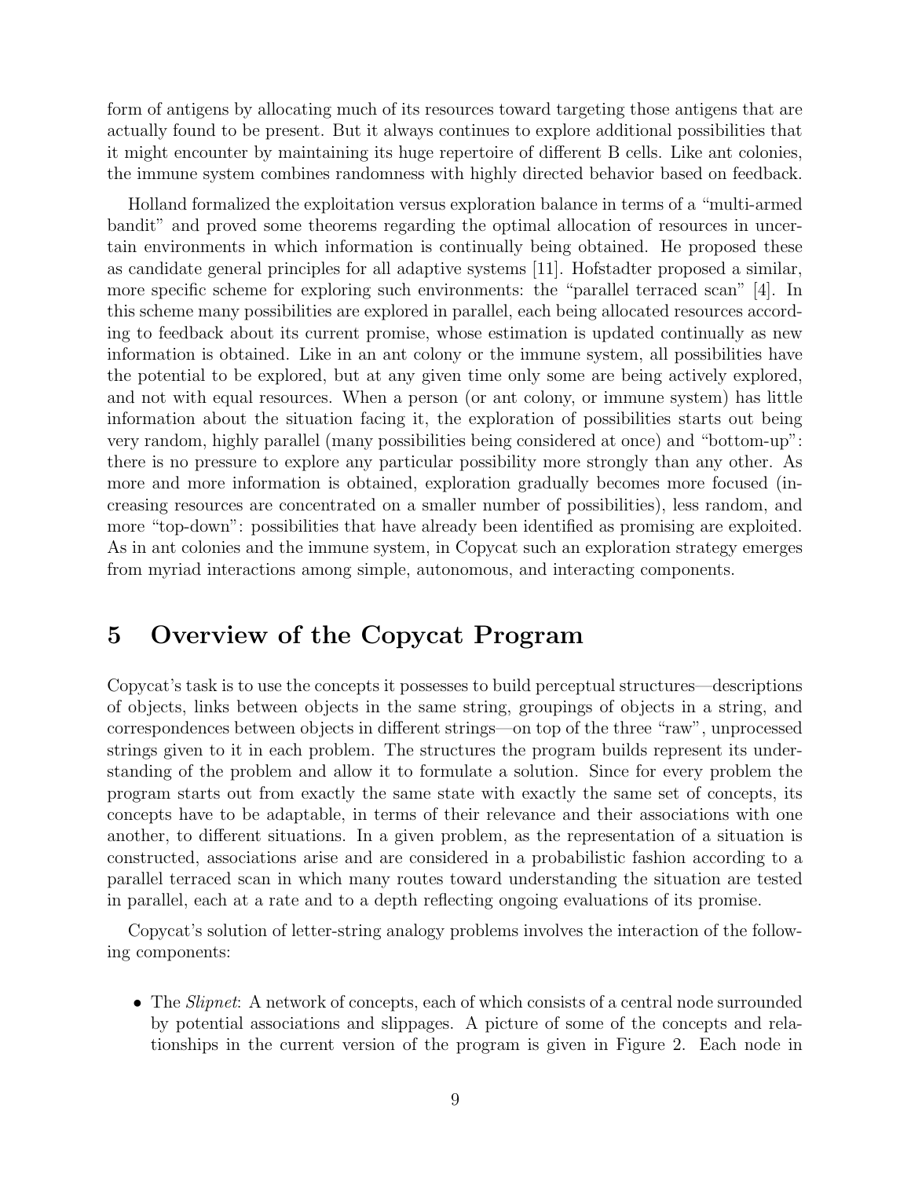form of antigens by allocating much of its resources toward targeting those antigens that are actually found to be present. But it always continues to explore additional possibilities that it might encounter by maintaining its huge repertoire of different B cells. Like ant colonies, the immune system combines randomness with highly directed behavior based on feedback.

Holland formalized the exploitation versus exploration balance in terms of a "multi-armed bandit" and proved some theorems regarding the optimal allocation of resources in uncertain environments in which information is continually being obtained. He proposed these as candidate general principles for all adaptive systems [11]. Hofstadter proposed a similar, more specific scheme for exploring such environments: the "parallel terraced scan" [4]. In this scheme many possibilities are explored in parallel, each being allocated resources according to feedback about its current promise, whose estimation is updated continually as new information is obtained. Like in an ant colony or the immune system, all possibilities have the potential to be explored, but at any given time only some are being actively explored, and not with equal resources. When a person (or ant colony, or immune system) has little information about the situation facing it, the exploration of possibilities starts out being very random, highly parallel (many possibilities being considered at once) and "bottom-up": there is no pressure to explore any particular possibility more strongly than any other. As more and more information is obtained, exploration gradually becomes more focused (increasing resources are concentrated on a smaller number of possibilities), less random, and more "top-down": possibilities that have already been identified as promising are exploited. As in ant colonies and the immune system, in Copycat such an exploration strategy emerges from myriad interactions among simple, autonomous, and interacting components.

# 5 Overview of the Copycat Program

Copycat's task is to use the concepts it possesses to build perceptual structures—descriptions of objects, links between objects in the same string, groupings of objects in a string, and correspondences between objects in different strings—on top of the three "raw", unprocessed strings given to it in each problem. The structures the program builds represent its understanding of the problem and allow it to formulate a solution. Since for every problem the program starts out from exactly the same state with exactly the same set of concepts, its concepts have to be adaptable, in terms of their relevance and their associations with one another, to different situations. In a given problem, as the representation of a situation is constructed, associations arise and are considered in a probabilistic fashion according to a parallel terraced scan in which many routes toward understanding the situation are tested in parallel, each at a rate and to a depth reflecting ongoing evaluations of its promise.

Copycat's solution of letter-string analogy problems involves the interaction of the following components:

- The *Slipnet*: A network of concepts, each of which consists of a central node surrounded by potential associations and slippages. A picture of some of the concepts and relationships in the current version of the program is given in Figure 2. Each node in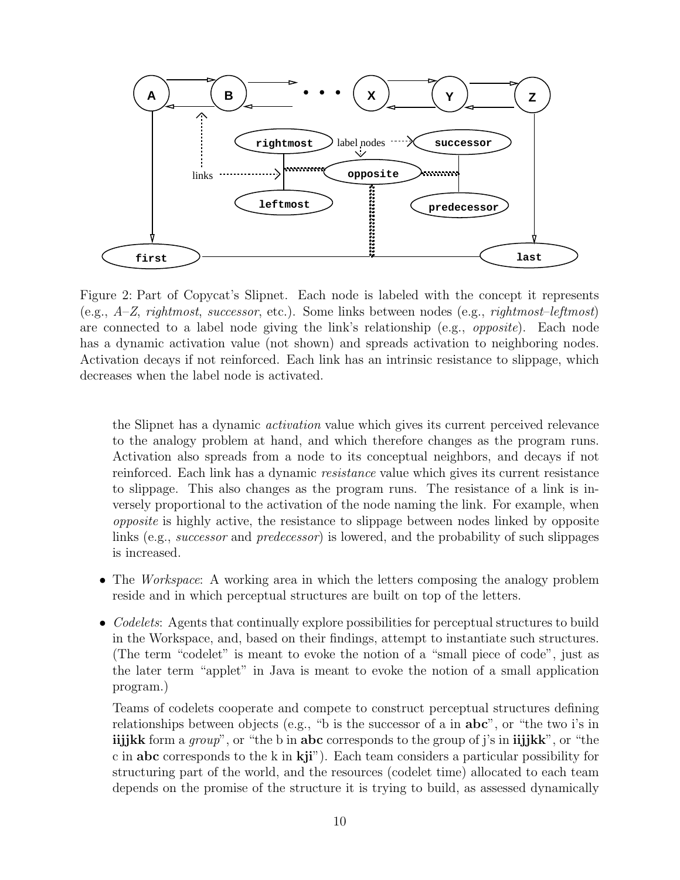Figure 2: Part of Copycat's Slipnet. Each node is labeled with the concept it represents (e.g., *A*–*Z*, *rightmost*, *successor*, etc.). Some links between nodes (e.g., *rightmost*–*leftmost*) are connected to a label node giving the link's relationship (e.g., *opposite*). Each node has a dynamic activation value (not shown) and spreads activation to neighboring nodes. Activation decays if not reinforced. Each link has an intrinsic resistance to slippage, which decreases when the label node is activated.

the Slipnet has a dynamic *activation* value which gives its current perceived relevance to the analogy problem at hand, and which therefore changes as the program runs. Activation also spreads from a node to its conceptual neighbors, and decays if not reinforced. Each link has a dynamic *resistance* value which gives its current resistance to slippage. This also changes as the program runs. The resistance of a link is inversely proportional to the activation of the node naming the link. For example, when *opposite* is highly active, the resistance to slippage between nodes linked by opposite links (e.g., *successor* and *predecessor*) is lowered, and the probability of such slippages is increased.

- The *Workspace*: A working area in which the letters composing the analogy problem reside and in which perceptual structures are built on top of the letters.
- *Codelets*: Agents that continually explore possibilities for perceptual structures to build in the Workspace, and, based on their findings, attempt to instantiate such structures. (The term "codelet" is meant to evoke the notion of a "small piece of code", just as the later term "applet" in Java is meant to evoke the notion of a small application program.)

  Teams of codelets cooperate and compete to construct perceptual structures defining relationships between objects (e.g., "b is the successor of a in **abc**", or "the two i's in **iijjkk** form a *group*", or "the b in **abc** corresponds to the group of j's in **iijjkk**", or "the c in **abc** corresponds to the k in **kji**"). Each team considers a particular possibility for structuring part of the world, and the resources (codelet time) allocated to each team depends on the promise of the structure it is trying to build, as assessed dynamically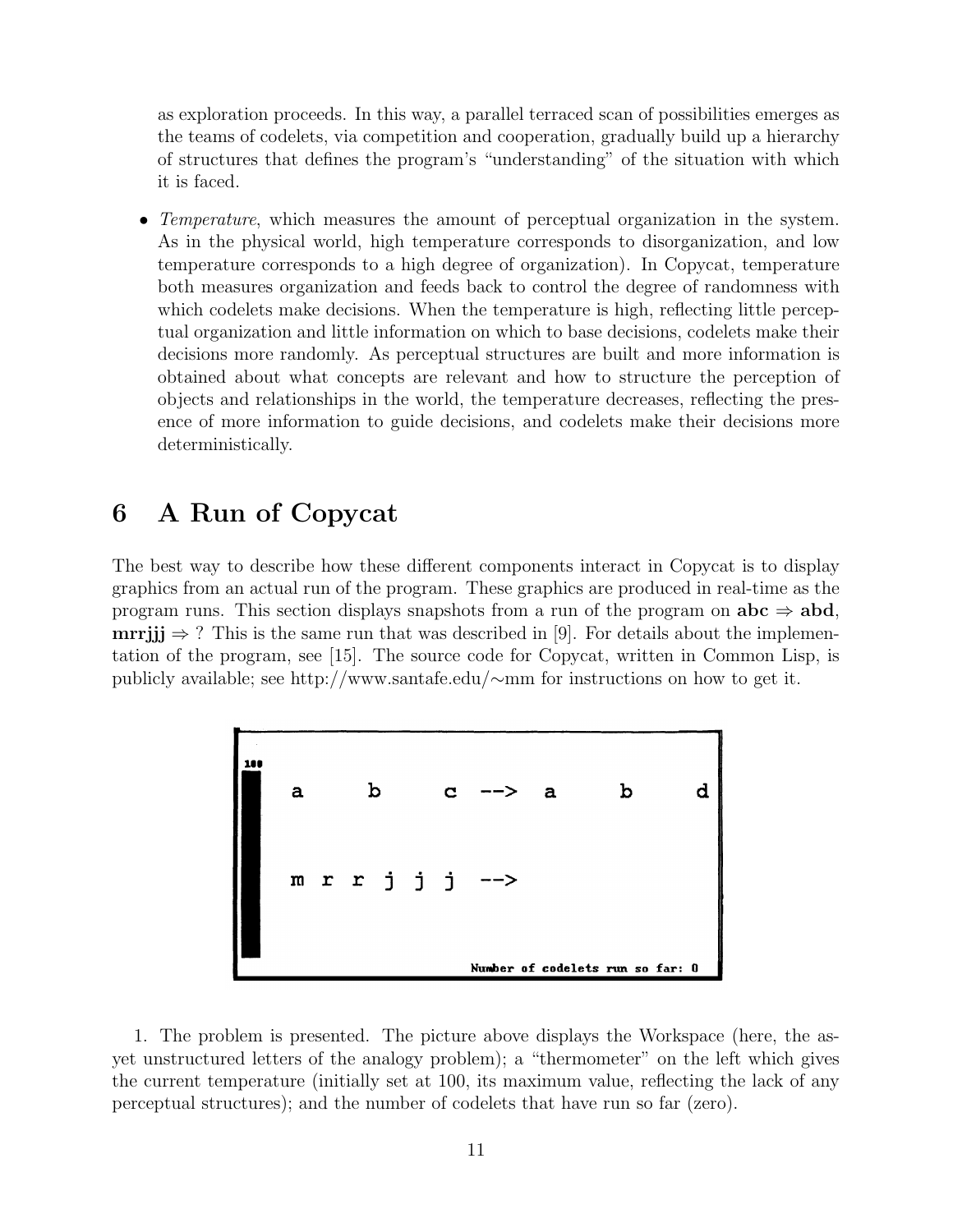as exploration proceeds. In this way, a parallel terraced scan of possibilities emerges as the teams of codelets, via competition and cooperation, gradually build up a hierarchy of structures that defines the program's "understanding" of the situation with which it is faced.

- *Temperature*, which measures the amount of perceptual organization in the system. As in the physical world, high temperature corresponds to disorganization, and low temperature corresponds to a high degree of organization). In Copycat, temperature both measures organization and feeds back to control the degree of randomness with which codelets make decisions. When the temperature is high, reflecting little perceptual organization and little information on which to base decisions, codelets make their decisions more randomly. As perceptual structures are built and more information is obtained about what concepts are relevant and how to structure the perception of objects and relationships in the world, the temperature decreases, reflecting the presence of more information to guide decisions, and codelets make their decisions more deterministically.

## 6 A Run of Copycat

The best way to describe how these different components interact in Copycat is to display graphics from an actual run of the program. These graphics are produced in real-time as the program runs. This section displays snapshots from a run of the program on **abc** ⇒ **abd**, **mrrjjj** ⇒ ? This is the same run that was described in [9]. For details about the implementation of the program, see [15]. The source code for Copycat, written in Common Lisp, is publicly available; see http://www.santafe.edu/∼mm for instructions on how to get it.

1. The problem is presented. The picture above displays the Workspace (here, the as-yet unstructured letters of the analogy problem); a "thermometer" on the left which gives the current temperature (initially set at 100, its maximum value, reflecting the lack of any perceptual structures); and the number of codelets that have run so far (zero).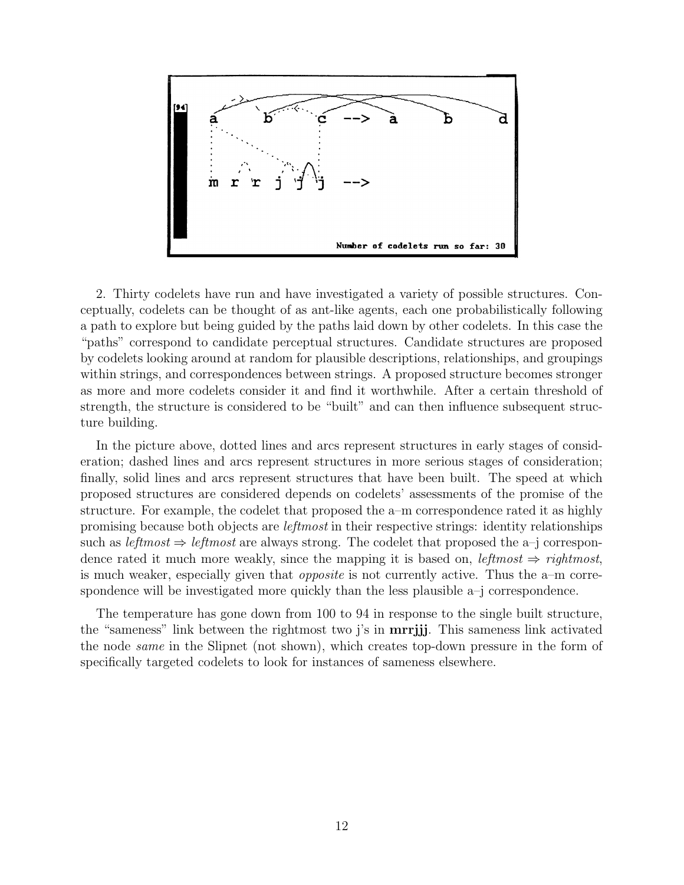[94]

a b c --> a b d

m r r j j j -->

Number of codelets run so far: 30

2. Thirty codelets have run and have investigated a variety of possible structures. Conceptually, codelets can be thought of as ant-like agents, each one probabilistically following a path to explore but being guided by the paths laid down by other codelets. In this case the "paths" correspond to candidate perceptual structures. Candidate structures are proposed by codelets looking around at random for plausible descriptions, relationships, and groupings within strings, and correspondences between strings. A proposed structure becomes stronger as more and more codelets consider it and find it worthwhile. After a certain threshold of strength, the structure is considered to be "built" and can then influence subsequent structure building.

In the picture above, dotted lines and arcs represent structures in early stages of consideration; dashed lines and arcs represent structures in more serious stages of consideration; finally, solid lines and arcs represent structures that have been built. The speed at which proposed structures are considered depends on codelets' assessments of the promise of the structure. For example, the codelet that proposed the a–m correspondence rated it as highly promising because both objects are *leftmost* in their respective strings: identity relationships such as *leftmost* ⇒ *leftmost* are always strong. The codelet that proposed the a–j correspondence rated it much more weakly, since the mapping it is based on, *leftmost* ⇒ *rightmost*, is much weaker, especially given that *opposite* is not currently active. Thus the a–m correspondence will be investigated more quickly than the less plausible a–j correspondence.

The temperature has gone down from 100 to 94 in response to the single built structure, the "sameness" link between the rightmost two j's in **mrrjjj**. This sameness link activated the node *same* in the Slipnet (not shown), which creates top-down pressure in the form of specifically targeted codelets to look for instances of sameness elsewhere.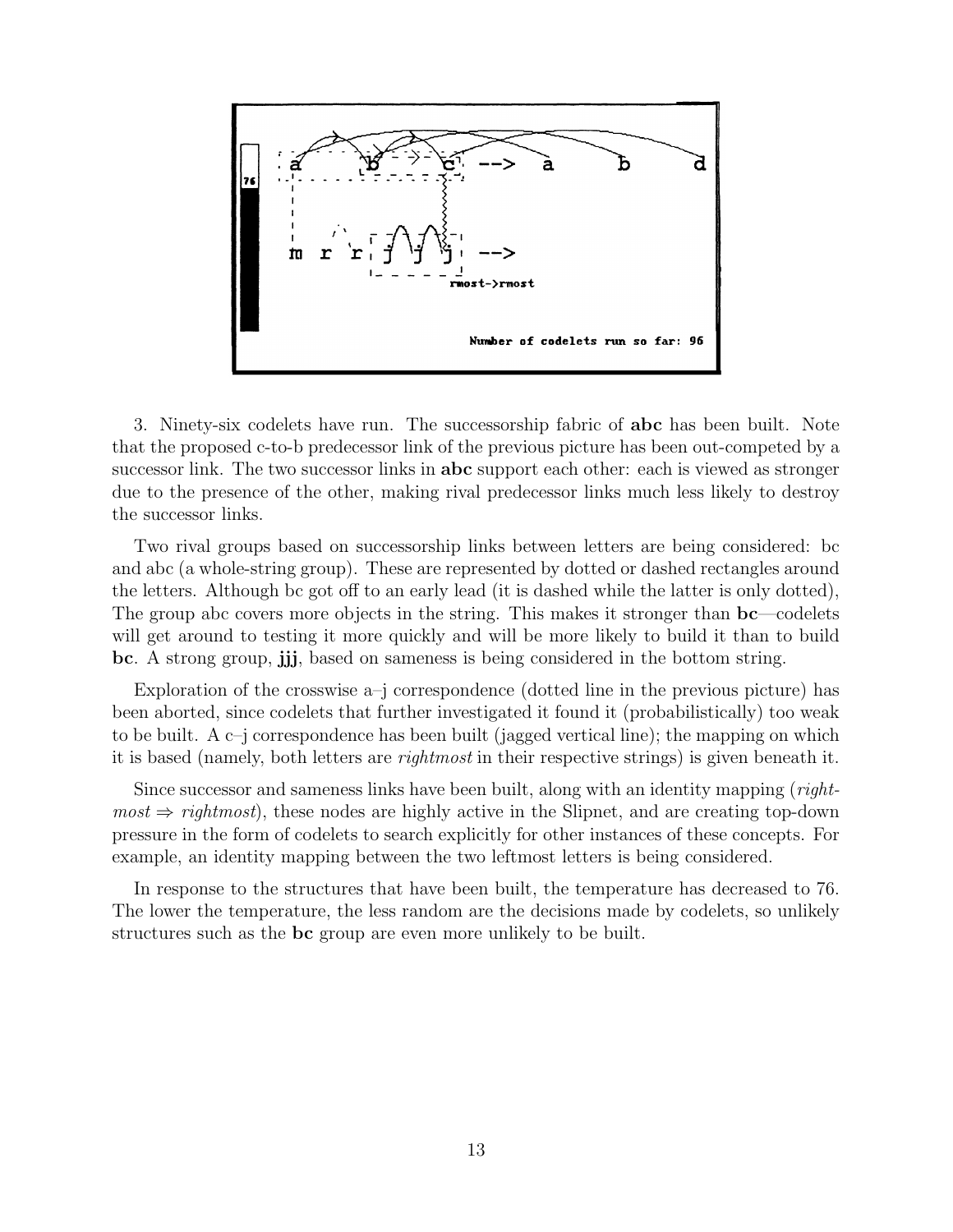a b c --> a b d

m r r j j j -->

rmost->rmost

76

Number of codelets run so far: 96

3. Ninety-six codelets have run. The successorship fabric of **abc** has been built. Note that the proposed c-to-b predecessor link of the previous picture has been out-competed by a successor link. The two successor links in **abc** support each other: each is viewed as stronger due to the presence of the other, making rival predecessor links much less likely to destroy the successor links.

Two rival groups based on successorship links between letters are being considered: bc and abc (a whole-string group). These are represented by dotted or dashed rectangles around the letters. Although bc got off to an early lead (it is dashed while the latter is only dotted), The group abc covers more objects in the string. This makes it stronger than **bc**—codelets will get around to testing it more quickly and will be more likely to build it than to build **bc**. A strong group, **jjj**, based on sameness is being considered in the bottom string.

Exploration of the crosswise a–j correspondence (dotted line in the previous picture) has been aborted, since codelets that further investigated it found it (probabilistically) too weak to be built. A c–j correspondence has been built (jagged vertical line); the mapping on which it is based (namely, both letters are *rightmost* in their respective strings) is given beneath it.

Since successor and sameness links have been built, along with an identity mapping (*rightmost* ⇒ *rightmost*), these nodes are highly active in the Slipnet, and are creating top-down pressure in the form of codelets to search explicitly for other instances of these concepts. For example, an identity mapping between the two leftmost letters is being considered.

In response to the structures that have been built, the temperature has decreased to 76. The lower the temperature, the less random are the decisions made by codelets, so unlikely structures such as the **bc** group are even more unlikely to be built.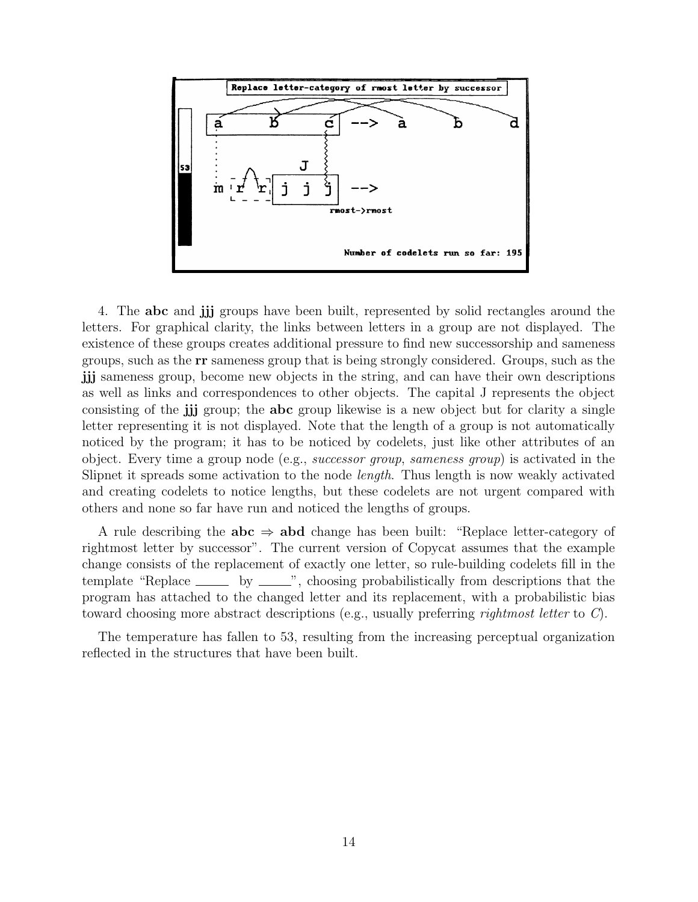Replace letter-category of rmost letter by successor

a b c --> a b d

53

J

m r r j j j -->

rmost->rmost

Number of codelets run so far: 195

4. The **abc** and **jjj** groups have been built, represented by solid rectangles around the letters. For graphical clarity, the links between letters in a group are not displayed. The existence of these groups creates additional pressure to find new successorship and sameness groups, such as the **rr** sameness group that is being strongly considered. Groups, such as the **jjj** sameness group, become new objects in the string, and can have their own descriptions as well as links and correspondences to other objects. The capital J represents the object consisting of the **jjj** group; the **abc** group likewise is a new object but for clarity a single letter representing it is not displayed. Note that the length of a group is not automatically noticed by the program; it has to be noticed by codelets, just like other attributes of an object. Every time a group node (e.g., *successor group*, *sameness group*) is activated in the Slipnet it spreads some activation to the node *length.* Thus length is now weakly activated and creating codelets to notice lengths, but these codelets are not urgent compared with others and none so far have run and noticed the lengths of groups.

A rule describing the **abc** $\Rightarrow$ **abd** change has been built: "Replace letter-category of rightmost letter by successor". The current version of Copycat assumes that the example change consists of the replacement of exactly one letter, so rule-building codelets fill in the template "Replace _____ by _____", choosing probabilistically from descriptions that the program has attached to the changed letter and its replacement, with a probabilistic bias toward choosing more abstract descriptions (e.g., usually preferring *rightmost letter* to *C*).

The temperature has fallen to 53, resulting from the increasing perceptual organization reflected in the structures that have been built.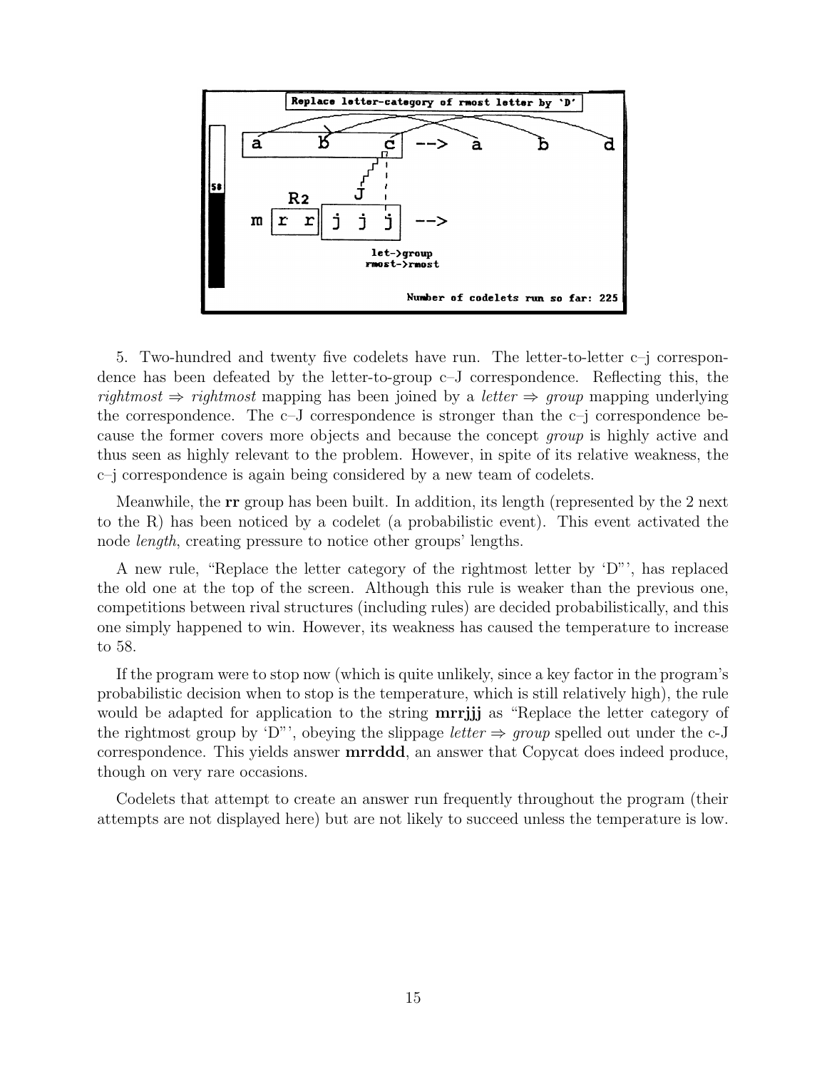5. Two-hundred and twenty five codelets have run. The letter-to-letter c–j correspondence has been defeated by the letter-to-group c–J correspondence. Reflecting this, the *rightmost* ⇒ *rightmost* mapping has been joined by a *letter* ⇒ *group* mapping underlying the correspondence. The c–J correspondence is stronger than the c–j correspondence because the former covers more objects and because the concept *group* is highly active and thus seen as highly relevant to the problem. However, in spite of its relative weakness, the c–j correspondence is again being considered by a new team of codelets.

Meanwhile, the **rr** group has been built. In addition, its length (represented by the 2 next to the R) has been noticed by a codelet (a probabilistic event). This event activated the node *length*, creating pressure to notice other groups' lengths.

A new rule, "Replace the letter category of the rightmost letter by 'D"', has replaced the old one at the top of the screen. Although this rule is weaker than the previous one, competitions between rival structures (including rules) are decided probabilistically, and this one simply happened to win. However, its weakness has caused the temperature to increase to 58.

If the program were to stop now (which is quite unlikely, since a key factor in the program's probabilistic decision when to stop is the temperature, which is still relatively high), the rule would be adapted for application to the string **mrrjjj** as "Replace the letter category of the rightmost group by 'D"', obeying the slippage *letter* ⇒ *group* spelled out under the c-J correspondence. This yields answer **mrrddd**, an answer that Copycat does indeed produce, though on very rare occasions.

Codelets that attempt to create an answer run frequently throughout the program (their attempts are not displayed here) but are not likely to succeed unless the temperature is low.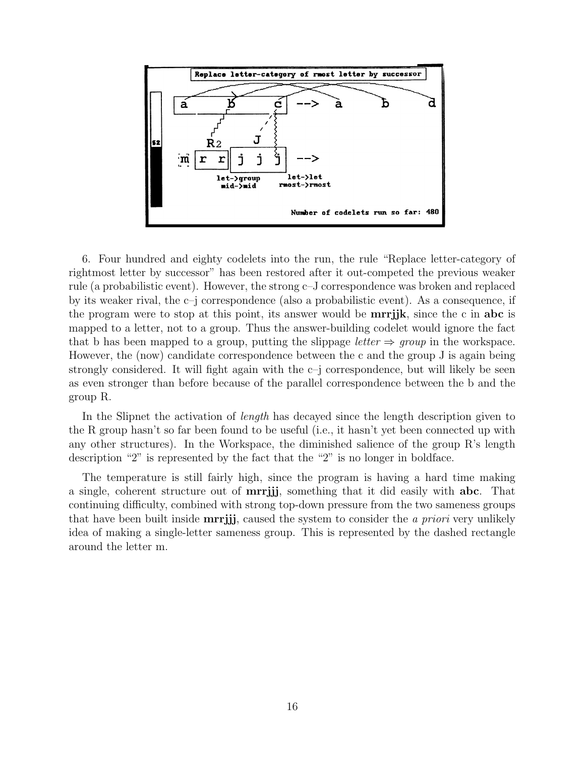6. Four hundred and eighty codelets into the run, the rule "Replace letter-category of rightmost letter by successor" has been restored after it out-competed the previous weaker rule (a probabilistic event). However, the strong c–J correspondence was broken and replaced by its weaker rival, the c–j correspondence (also a probabilistic event). As a consequence, if the program were to stop at this point, its answer would be **mrrjjk**, since the c in **abc** is mapped to a letter, not to a group. Thus the answer-building codelet would ignore the fact that b has been mapped to a group, putting the slippage *letter* $\Rightarrow$ *group* in the workspace. However, the (now) candidate correspondence between the c and the group J is again being strongly considered. It will fight again with the c–j correspondence, but will likely be seen as even stronger than before because of the parallel correspondence between the b and the group R.

In the Slipnet the activation of *length* has decayed since the length description given to the R group hasn't so far been found to be useful (i.e., it hasn't yet been connected up with any other structures). In the Workspace, the diminished salience of the group R's length description "2" is represented by the fact that the "2" is no longer in boldface.

The temperature is still fairly high, since the program is having a hard time making a single, coherent structure out of **mrrjjj**, something that it did easily with **abc**. That continuing difficulty, combined with strong top-down pressure from the two sameness groups that have been built inside **mrrjjj**, caused the system to consider the *a priori* very unlikely idea of making a single-letter sameness group. This is represented by the dashed rectangle around the letter m.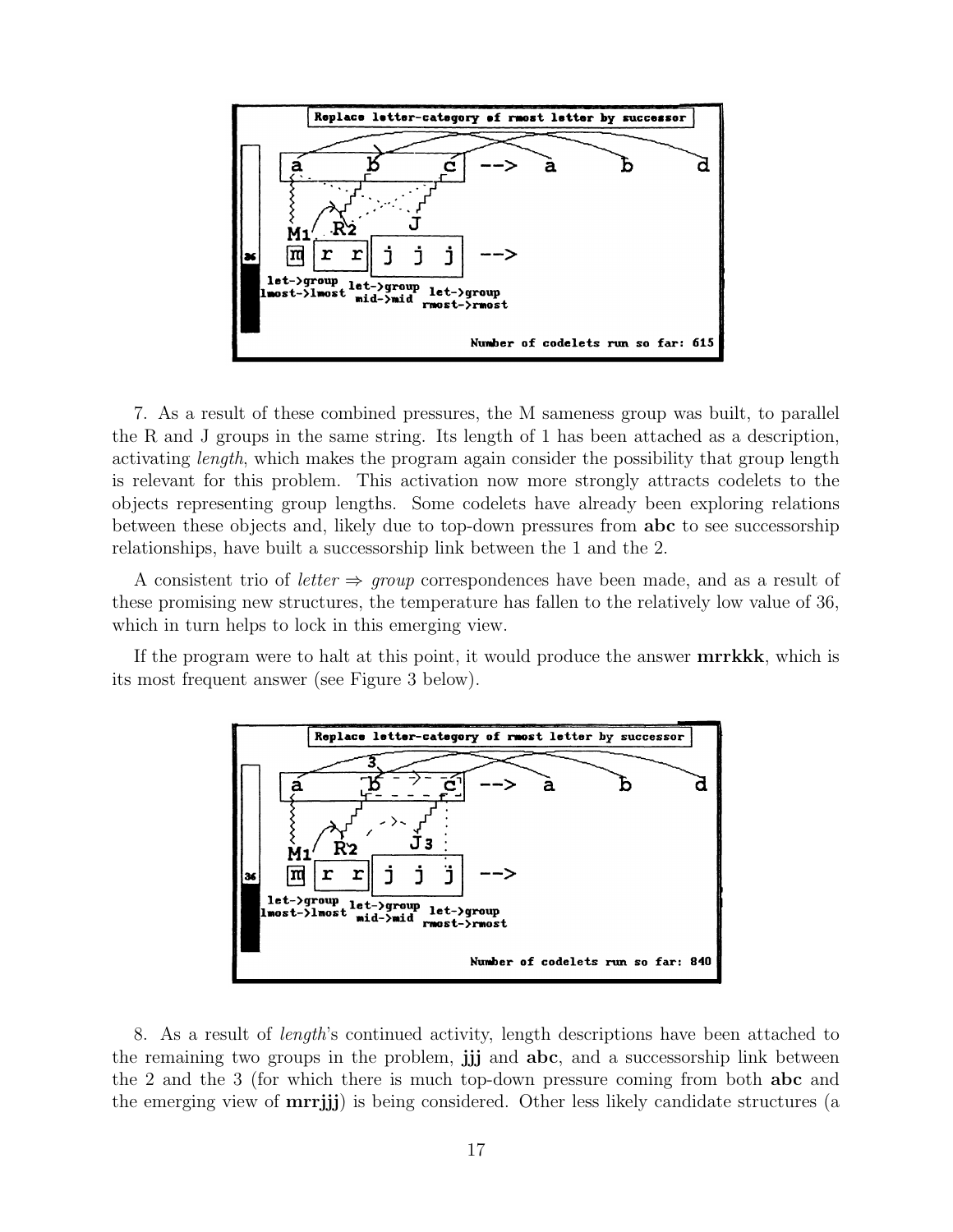7. As a result of these combined pressures, the M sameness group was built, to parallel the R and J groups in the same string. Its length of 1 has been attached as a description, activating *length*, which makes the program again consider the possibility that group length is relevant for this problem. This activation now more strongly attracts codelets to the objects representing group lengths. Some codelets have already been exploring relations between these objects and, likely due to top-down pressures from **abc** to see successorship relationships, have built a successorship link between the 1 and the 2.

A consistent trio of *letter* ⇒ *group* correspondences have been made, and as a result of these promising new structures, the temperature has fallen to the relatively low value of 36, which in turn helps to lock in this emerging view.

If the program were to halt at this point, it would produce the answer **mrrkkk**, which is its most frequent answer (see Figure 3 below).

8. As a result of *length*'s continued activity, length descriptions have been attached to the remaining two groups in the problem, **jjj** and **abc**, and a successorship link between the 2 and the 3 (for which there is much top-down pressure coming from both **abc** and the emerging view of **mrrjjj**) is being considered. Other less likely candidate structures (a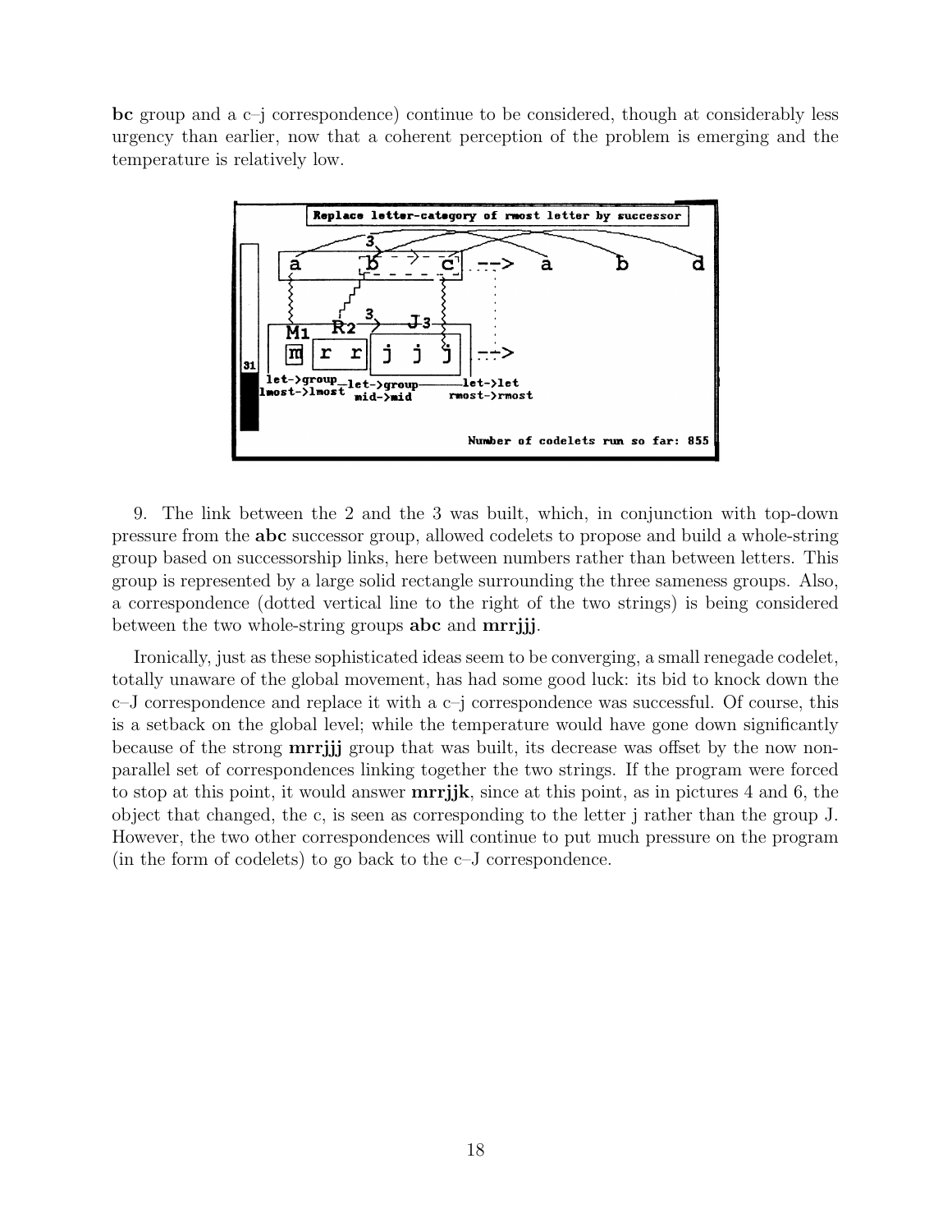**bc** group and a c–j correspondence) continue to be considered, though at considerably less urgency than earlier, now that a coherent perception of the problem is emerging and the temperature is relatively low.

9. The link between the 2 and the 3 was built, which, in conjunction with top-down pressure from the **abc** successor group, allowed codelets to propose and build a whole-string group based on successorship links, here between numbers rather than between letters. This group is represented by a large solid rectangle surrounding the three sameness groups. Also, a correspondence (dotted vertical line to the right of the two strings) is being considered between the two whole-string groups **abc** and **mrrjjj**.

Ironically, just as these sophisticated ideas seem to be converging, a small renegade codelet, totally unaware of the global movement, has had some good luck: its bid to knock down the c–J correspondence and replace it with a c–j correspondence was successful. Of course, this is a setback on the global level; while the temperature would have gone down significantly because of the strong **mrrjjj** group that was built, its decrease was offset by the now non-parallel set of correspondences linking together the two strings. If the program were forced to stop at this point, it would answer **mrrjjk**, since at this point, as in pictures 4 and 6, the object that changed, the c, is seen as corresponding to the letter j rather than the group J. However, the two other correspondences will continue to put much pressure on the program (in the form of codelets) to go back to the c–J correspondence.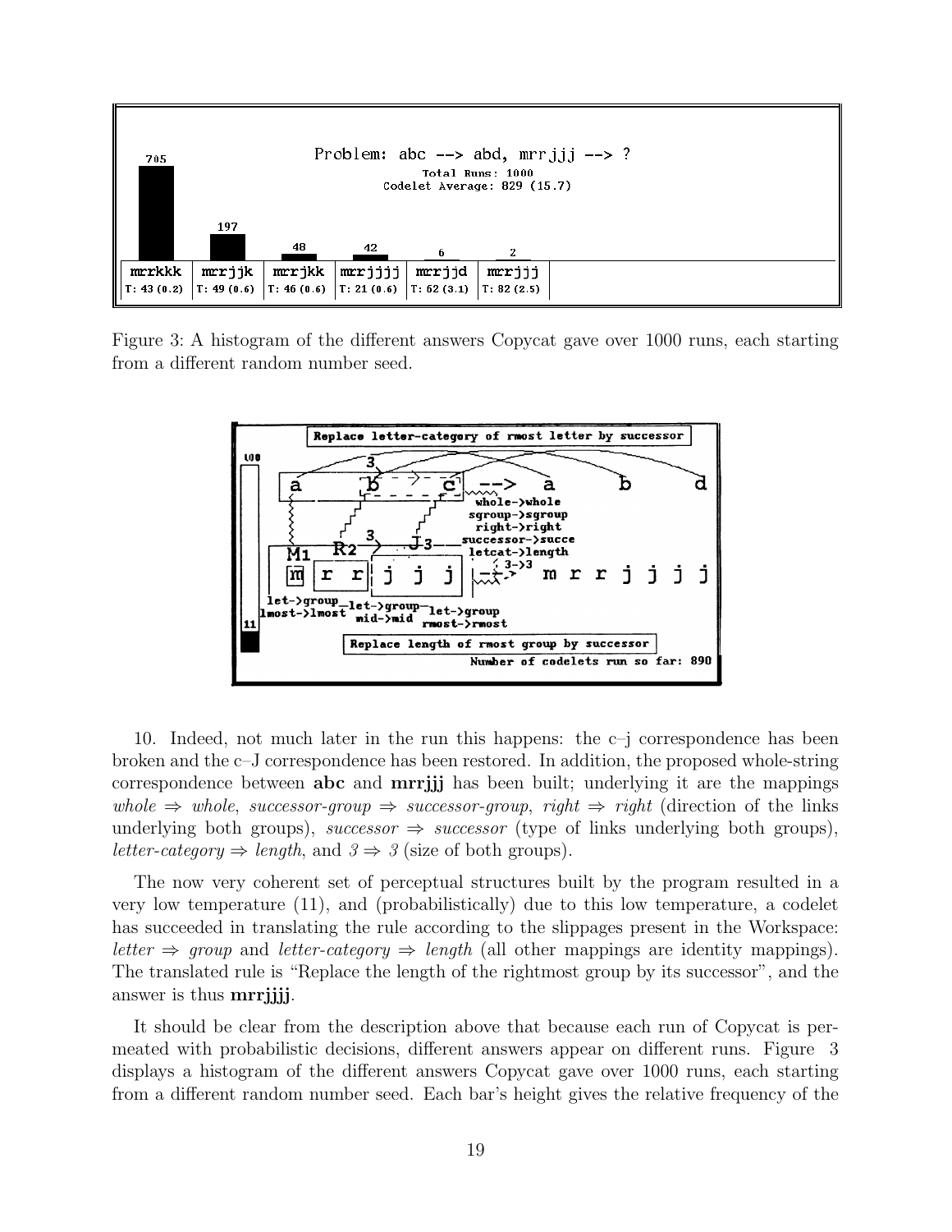Figure 3: A histogram of the different answers Copycat gave over 1000 runs, each starting from a different random number seed.

10. Indeed, not much later in the run this happens: the c–j correspondence has been broken and the c–J correspondence has been restored. In addition, the proposed whole-string correspondence between **abc** and **mrrjjj** has been built; underlying it are the mappings *whole* ⇒ *whole*, *successor-group* ⇒ *successor-group*, *right* ⇒ *right* (direction of the links underlying both groups), *successor* ⇒ *successor* (type of links underlying both groups), *letter-category* ⇒ *length*, and *3* ⇒ *3* (size of both groups).

The now very coherent set of perceptual structures built by the program resulted in a very low temperature (11), and (probabilistically) due to this low temperature, a codelet has succeeded in translating the rule according to the slippages present in the Workspace: *letter* ⇒ *group* and *letter-category* ⇒ *length* (all other mappings are identity mappings). The translated rule is "Replace the length of the rightmost group by its successor", and the answer is thus **mrrjjjj**.

It should be clear from the description above that because each run of Copycat is permeated with probabilistic decisions, different answers appear on different runs. Figure 3 displays a histogram of the different answers Copycat gave over 1000 runs, each starting from a different random number seed. Each bar's height gives the relative frequency of the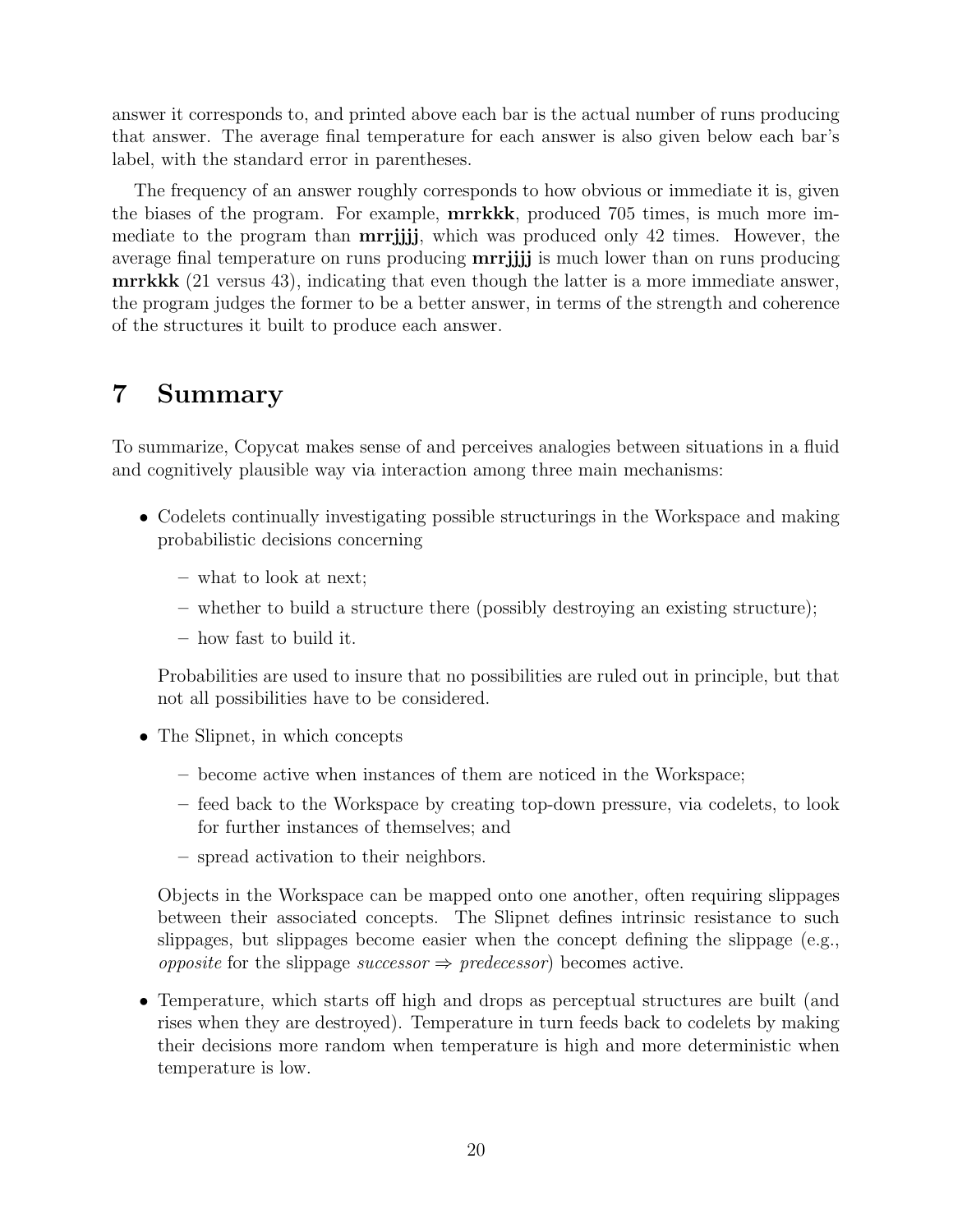answer it corresponds to, and printed above each bar is the actual number of runs producing that answer. The average final temperature for each answer is also given below each bar's label, with the standard error in parentheses.

The frequency of an answer roughly corresponds to how obvious or immediate it is, given the biases of the program. For example, **mrrkkk**, produced 705 times, is much more immediate to the program than **mrrjjjj**, which was produced only 42 times. However, the average final temperature on runs producing **mrrjjjj** is much lower than on runs producing **mrrkkk** (21 versus 43), indicating that even though the latter is a more immediate answer, the program judges the former to be a better answer, in terms of the strength and coherence of the structures it built to produce each answer.

# 7 Summary

To summarize, Copycat makes sense of and perceives analogies between situations in a fluid and cognitively plausible way via interaction among three main mechanisms:

- Codelets continually investigating possible structurings in the Workspace and making probabilistic decisions concerning
  - what to look at next;
  - whether to build a structure there (possibly destroying an existing structure);
  - how fast to build it.

  Probabilities are used to insure that no possibilities are ruled out in principle, but that not all possibilities have to be considered.

- The Slipnet, in which concepts
  - become active when instances of them are noticed in the Workspace;
  - feed back to the Workspace by creating top-down pressure, via codelets, to look for further instances of themselves; and
  - spread activation to their neighbors.

  Objects in the Workspace can be mapped onto one another, often requiring slippages between their associated concepts. The Slipnet defines intrinsic resistance to such slippages, but slippages become easier when the concept defining the slippage (e.g., *opposite* for the slippage *successor* ⇒ *predecessor*) becomes active.

- Temperature, which starts off high and drops as perceptual structures are built (and rises when they are destroyed). Temperature in turn feeds back to codelets by making their decisions more random when temperature is high and more deterministic when temperature is low.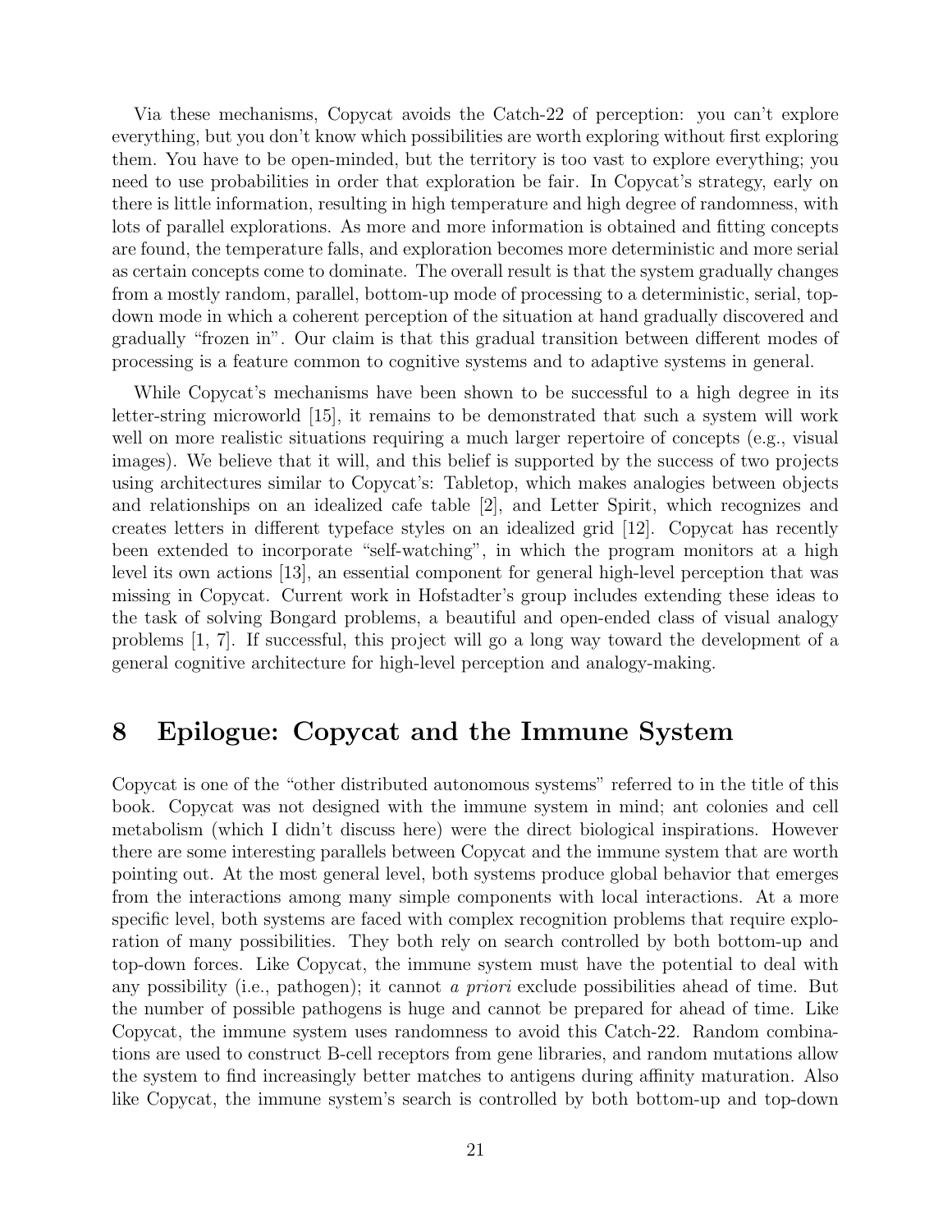Via these mechanisms, Copycat avoids the Catch-22 of perception: you can't explore everything, but you don't know which possibilities are worth exploring without first exploring them. You have to be open-minded, but the territory is too vast to explore everything; you need to use probabilities in order that exploration be fair. In Copycat's strategy, early on there is little information, resulting in high temperature and high degree of randomness, with lots of parallel explorations. As more and more information is obtained and fitting concepts are found, the temperature falls, and exploration becomes more deterministic and more serial as certain concepts come to dominate. The overall result is that the system gradually changes from a mostly random, parallel, bottom-up mode of processing to a deterministic, serial, top-down mode in which a coherent perception of the situation at hand gradually discovered and gradually "frozen in". Our claim is that this gradual transition between different modes of processing is a feature common to cognitive systems and to adaptive systems in general.

While Copycat's mechanisms have been shown to be successful to a high degree in its letter-string microworld [15], it remains to be demonstrated that such a system will work well on more realistic situations requiring a much larger repertoire of concepts (e.g., visual images). We believe that it will, and this belief is supported by the success of two projects using architectures similar to Copycat's: Tabletop, which makes analogies between objects and relationships on an idealized cafe table [2], and Letter Spirit, which recognizes and creates letters in different typeface styles on an idealized grid [12]. Copycat has recently been extended to incorporate "self-watching", in which the program monitors at a high level its own actions [13], an essential component for general high-level perception that was missing in Copycat. Current work in Hofstadter's group includes extending these ideas to the task of solving Bongard problems, a beautiful and open-ended class of visual analogy problems [1, 7]. If successful, this project will go a long way toward the development of a general cognitive architecture for high-level perception and analogy-making.

# 8 Epilogue: Copycat and the Immune System

Copycat is one of the "other distributed autonomous systems" referred to in the title of this book. Copycat was not designed with the immune system in mind; ant colonies and cell metabolism (which I didn't discuss here) were the direct biological inspirations. However there are some interesting parallels between Copycat and the immune system that are worth pointing out. At the most general level, both systems produce global behavior that emerges from the interactions among many simple components with local interactions. At a more specific level, both systems are faced with complex recognition problems that require exploration of many possibilities. They both rely on search controlled by both bottom-up and top-down forces. Like Copycat, the immune system must have the potential to deal with any possibility (i.e., pathogen); it cannot *a priori* exclude possibilities ahead of time. But the number of possible pathogens is huge and cannot be prepared for ahead of time. Like Copycat, the immune system uses randomness to avoid this Catch-22. Random combinations are used to construct B-cell receptors from gene libraries, and random mutations allow the system to find increasingly better matches to antigens during affinity maturation. Also like Copycat, the immune system's search is controlled by both bottom-up and top-down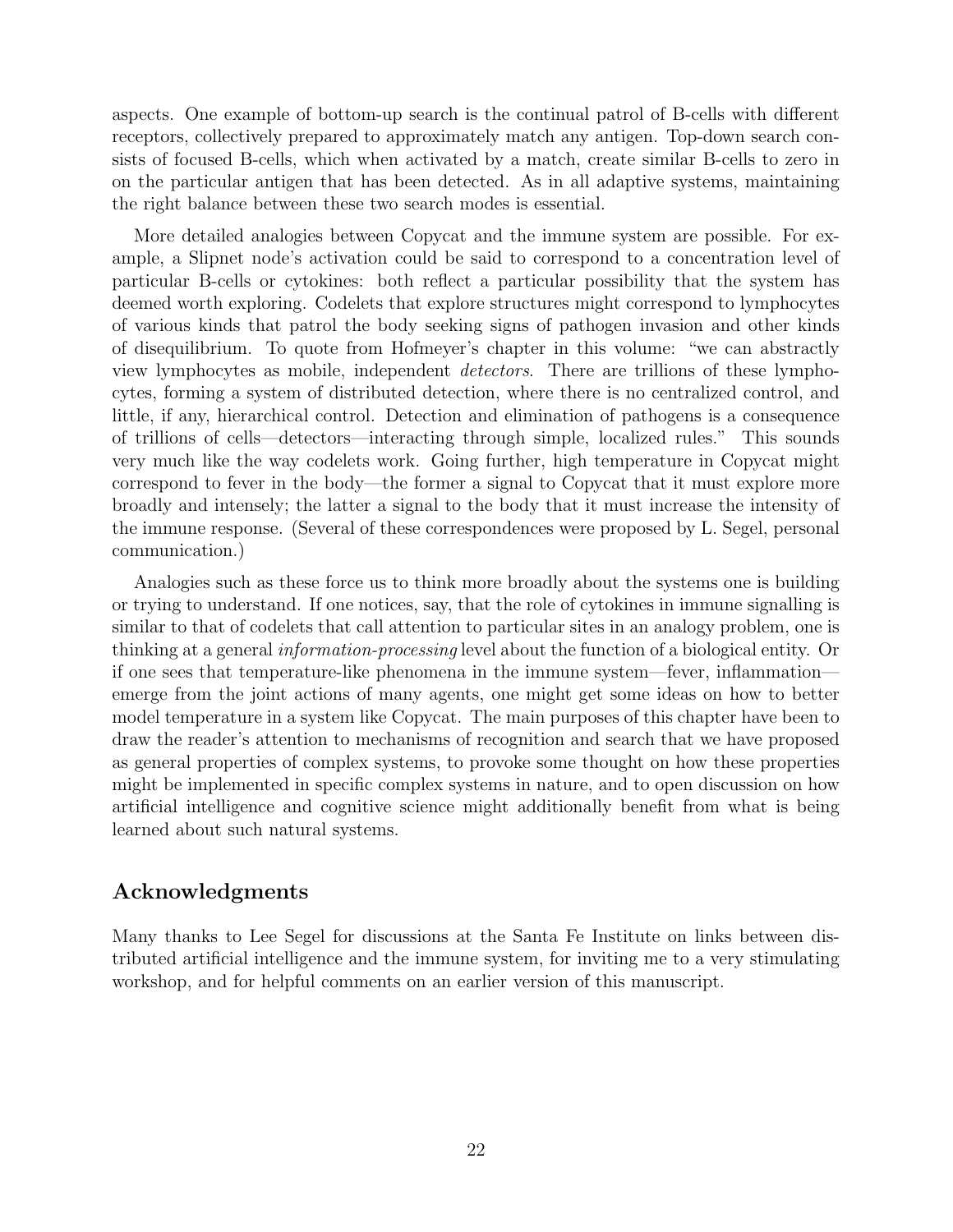aspects. One example of bottom-up search is the continual patrol of B-cells with different receptors, collectively prepared to approximately match any antigen. Top-down search consists of focused B-cells, which when activated by a match, create similar B-cells to zero in on the particular antigen that has been detected. As in all adaptive systems, maintaining the right balance between these two search modes is essential.

More detailed analogies between Copycat and the immune system are possible. For example, a Slipnet node's activation could be said to correspond to a concentration level of particular B-cells or cytokines: both reflect a particular possibility that the system has deemed worth exploring. Codelets that explore structures might correspond to lymphocytes of various kinds that patrol the body seeking signs of pathogen invasion and other kinds of disequilibrium. To quote from Hofmeyer's chapter in this volume: "we can abstractly view lymphocytes as mobile, independent *detectors*. There are trillions of these lymphocytes, forming a system of distributed detection, where there is no centralized control, and little, if any, hierarchical control. Detection and elimination of pathogens is a consequence of trillions of cells—detectors—interacting through simple, localized rules." This sounds very much like the way codelets work. Going further, high temperature in Copycat might correspond to fever in the body—the former a signal to Copycat that it must explore more broadly and intensely; the latter a signal to the body that it must increase the intensity of the immune response. (Several of these correspondences were proposed by L. Segel, personal communication.)

Analogies such as these force us to think more broadly about the systems one is building or trying to understand. If one notices, say, that the role of cytokines in immune signalling is similar to that of codelets that call attention to particular sites in an analogy problem, one is thinking at a general *information-processing* level about the function of a biological entity. Or if one sees that temperature-like phenomena in the immune system—fever, inflammation—emerge from the joint actions of many agents, one might get some ideas on how to better model temperature in a system like Copycat. The main purposes of this chapter have been to draw the reader's attention to mechanisms of recognition and search that we have proposed as general properties of complex systems, to provoke some thought on how these properties might be implemented in specific complex systems in nature, and to open discussion on how artificial intelligence and cognitive science might additionally benefit from what is being learned about such natural systems.

## Acknowledgments

Many thanks to Lee Segel for discussions at the Santa Fe Institute on links between distributed artificial intelligence and the immune system, for inviting me to a very stimulating workshop, and for helpful comments on an earlier version of this manuscript.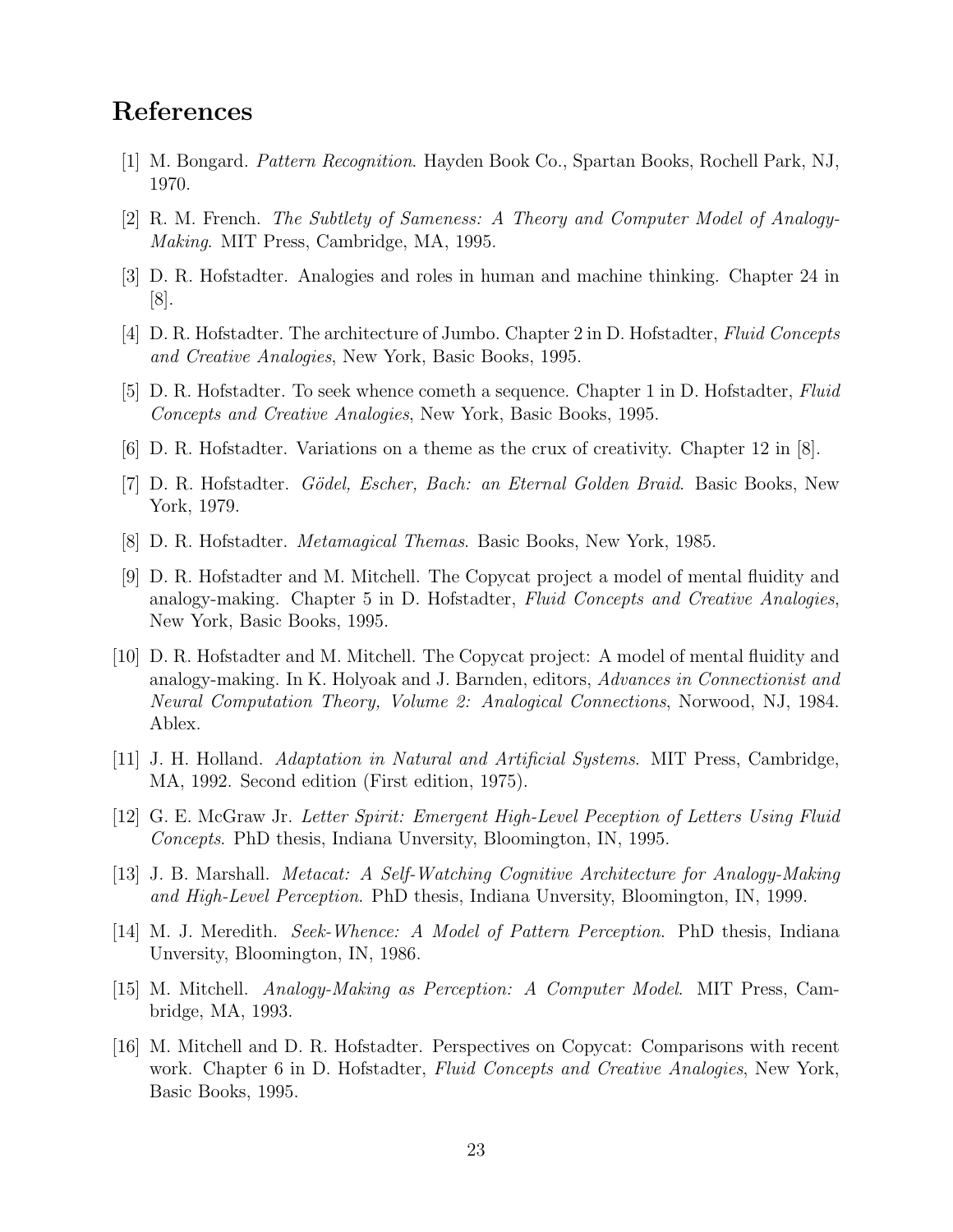## References

[1] M. Bongard. *Pattern Recognition*. Hayden Book Co., Spartan Books, Rochell Park, NJ, 1970.

[2] R. M. French. *The Subtlety of Sameness: A Theory and Computer Model of Analogy-Making*. MIT Press, Cambridge, MA, 1995.

[3] D. R. Hofstadter. Analogies and roles in human and machine thinking. Chapter 24 in [8].

[4] D. R. Hofstadter. The architecture of Jumbo. Chapter 2 in D. Hofstadter, *Fluid Concepts and Creative Analogies*, New York, Basic Books, 1995.

[5] D. R. Hofstadter. To seek whence cometh a sequence. Chapter 1 in D. Hofstadter, *Fluid Concepts and Creative Analogies*, New York, Basic Books, 1995.

[6] D. R. Hofstadter. Variations on a theme as the crux of creativity. Chapter 12 in [8].

[7] D. R. Hofstadter. *Gödel, Escher, Bach: an Eternal Golden Braid*. Basic Books, New York, 1979.

[8] D. R. Hofstadter. *Metamagical Themas*. Basic Books, New York, 1985.

[9] D. R. Hofstadter and M. Mitchell. The Copycat project a model of mental fluidity and analogy-making. Chapter 5 in D. Hofstadter, *Fluid Concepts and Creative Analogies*, New York, Basic Books, 1995.

[10] D. R. Hofstadter and M. Mitchell. The Copycat project: A model of mental fluidity and analogy-making. In K. Holyoak and J. Barnden, editors, *Advances in Connectionist and Neural Computation Theory, Volume 2: Analogical Connections*, Norwood, NJ, 1984. Ablex.

[11] J. H. Holland. *Adaptation in Natural and Artificial Systems*. MIT Press, Cambridge, MA, 1992. Second edition (First edition, 1975).

[12] G. E. McGraw Jr. *Letter Spirit: Emergent High-Level Peception of Letters Using Fluid Concepts*. PhD thesis, Indiana Unversity, Bloomington, IN, 1995.

[13] J. B. Marshall. *Metacat: A Self-Watching Cognitive Architecture for Analogy-Making and High-Level Perception*. PhD thesis, Indiana Unversity, Bloomington, IN, 1999.

[14] M. J. Meredith. *Seek-Whence: A Model of Pattern Perception*. PhD thesis, Indiana Unversity, Bloomington, IN, 1986.

[15] M. Mitchell. *Analogy-Making as Perception: A Computer Model*. MIT Press, Cambridge, MA, 1993.

[16] M. Mitchell and D. R. Hofstadter. Perspectives on Copycat: Comparisons with recent work. Chapter 6 in D. Hofstadter, *Fluid Concepts and Creative Analogies*, New York, Basic Books, 1995.